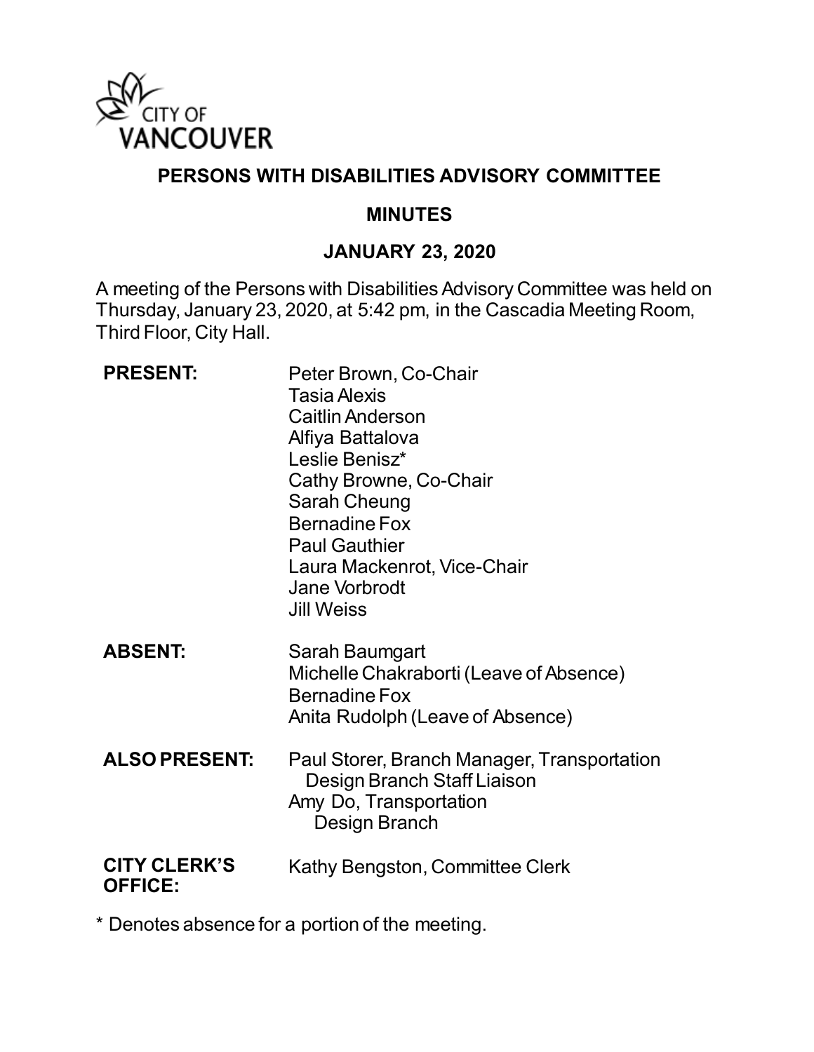CITY OF VANCOUVER

# PERSONS WITH DISABILITIES ADVISORY COMMITTEE

## MINUTES

## JANUARY 23, 2020

A meeting of the Persons with Disabilities Advisory Committee was held on Thursday, January 23, 2020, at 5:42 pm, in the Cascadia Meeting Room, Third Floor, City Hall.

**PRESENT:**
Peter Brown, Co-Chair
Tasia Alexis
Caitlin Anderson
Alfiya Battalova
Leslie Benisz*
Cathy Browne, Co-Chair
Sarah Cheung
Bernadine Fox
Paul Gauthier
Laura Mackenrot, Vice-Chair
Jane Vorbrodt
Jill Weiss

**ABSENT:**
Sarah Baumgart
Michelle Chakraborti (Leave of Absence)
Bernadine Fox
Anita Rudolph (Leave of Absence)

**ALSO PRESENT:**
Paul Storer, Branch Manager, Transportation Design Branch Staff Liaison
Amy Do, Transportation Design Branch

**CITY CLERK'S OFFICE:**
Kathy Bengston, Committee Clerk

* Denotes absence for a portion of the meeting.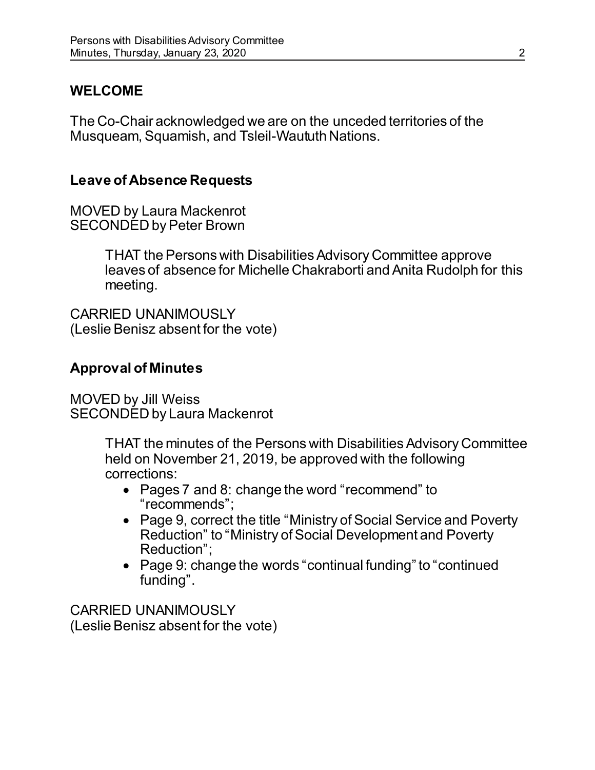## WELCOME

The Co-Chair acknowledged we are on the unceded territories of the Musqueam, Squamish, and Tsleil-Waututh Nations.

### Leave of Absence Requests

MOVED by Laura Mackenrot
SECONDED by Peter Brown

> THAT the Persons with Disabilities Advisory Committee approve leaves of absence for Michelle Chakraborti and Anita Rudolph for this meeting.

CARRIED UNANIMOUSLY
(Leslie Benisz absent for the vote)

### Approval of Minutes

MOVED by Jill Weiss
SECONDED by Laura Mackenrot

> THAT the minutes of the Persons with Disabilities Advisory Committee held on November 21, 2019, be approved with the following corrections:
>
> - Pages 7 and 8: change the word "recommend" to "recommends";
> - Page 9, correct the title "Ministry of Social Service and Poverty Reduction" to "Ministry of Social Development and Poverty Reduction";
> - Page 9: change the words "continual funding" to "continued funding".

CARRIED UNANIMOUSLY
(Leslie Benisz absent for the vote)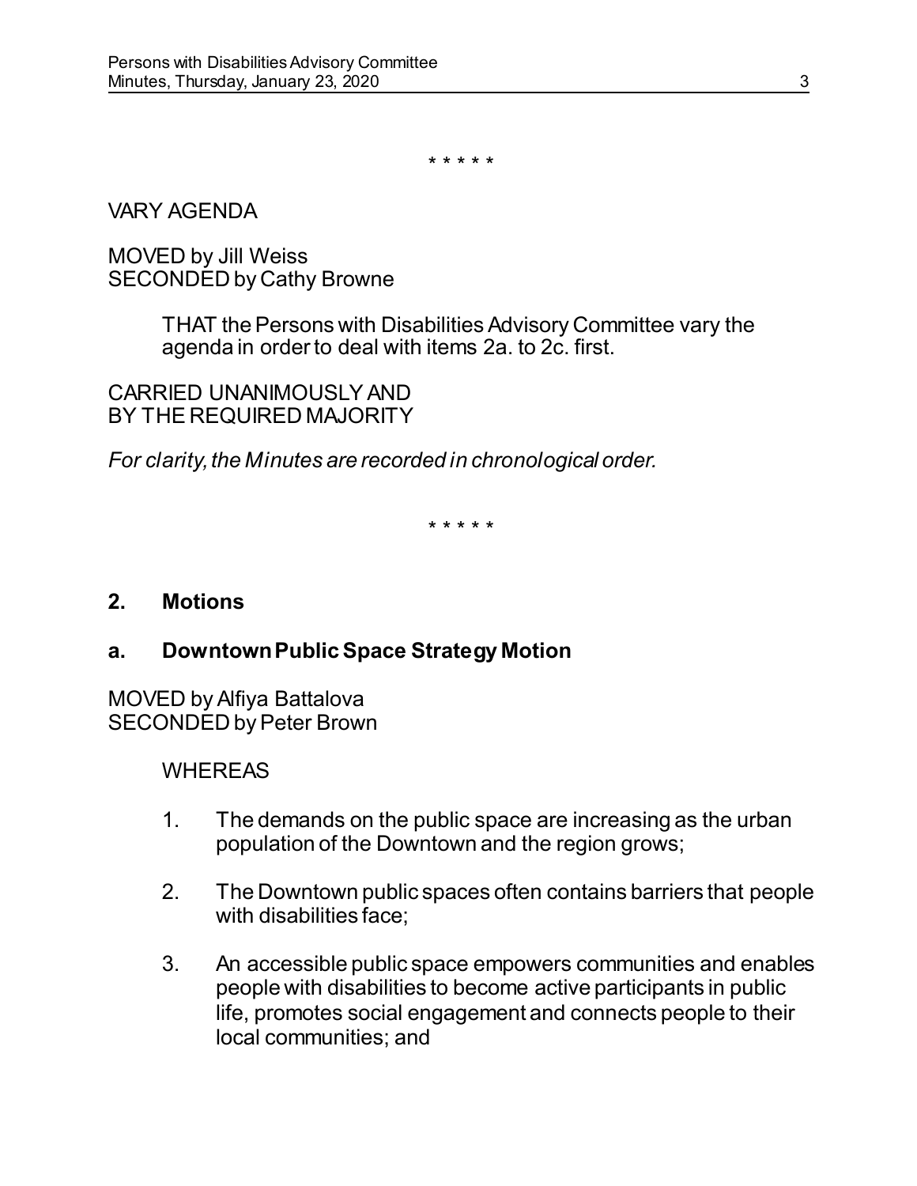\* \* \* \* \*

VARY AGENDA

MOVED by Jill Weiss
SECONDED by Cathy Browne

> THAT the Persons with Disabilities Advisory Committee vary the agenda in order to deal with items 2a. to 2c. first.

CARRIED UNANIMOUSLY AND
BY THE REQUIRED MAJORITY

*For clarity, the Minutes are recorded in chronological order.*

\* \* \* \* \*

## 2. Motions

### a. Downtown Public Space Strategy Motion

MOVED by Alfiya Battalova
SECONDED by Peter Brown

WHEREAS

1. The demands on the public space are increasing as the urban population of the Downtown and the region grows;

2. The Downtown public spaces often contains barriers that people with disabilities face;

3. An accessible public space empowers communities and enables people with disabilities to become active participants in public life, promotes social engagement and connects people to their local communities; and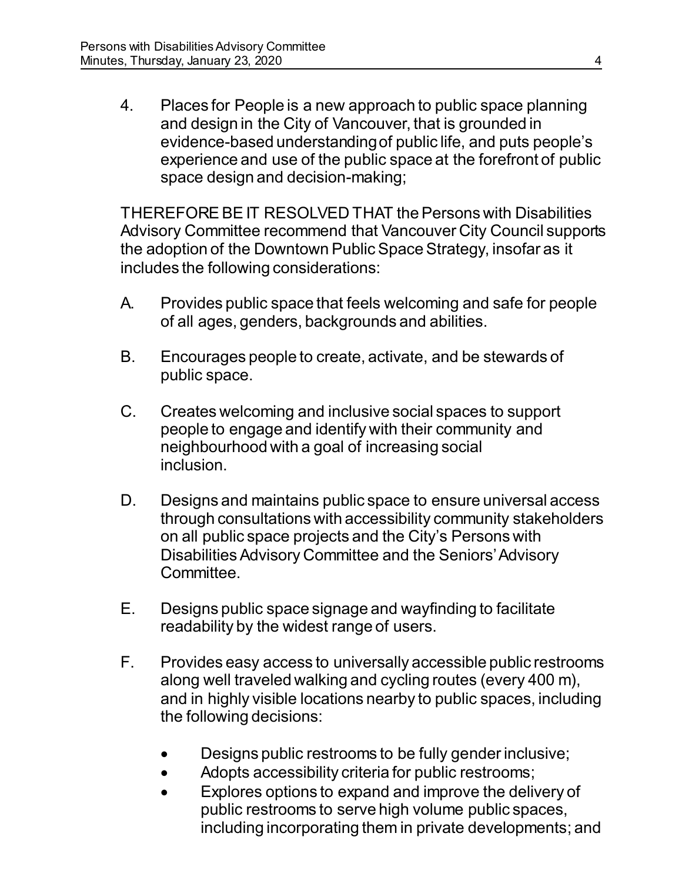4. Places for People is a new approach to public space planning and design in the City of Vancouver, that is grounded in evidence-based understanding of public life, and puts people's experience and use of the public space at the forefront of public space design and decision-making;

THEREFORE BE IT RESOLVED THAT the Persons with Disabilities Advisory Committee recommend that Vancouver City Council supports the adoption of the Downtown Public Space Strategy, insofar as it includes the following considerations:

A. Provides public space that feels welcoming and safe for people of all ages, genders, backgrounds and abilities.

B. Encourages people to create, activate, and be stewards of public space.

C. Creates welcoming and inclusive social spaces to support people to engage and identify with their community and neighbourhood with a goal of increasing social inclusion.

D. Designs and maintains public space to ensure universal access through consultations with accessibility community stakeholders on all public space projects and the City's Persons with Disabilities Advisory Committee and the Seniors' Advisory Committee.

E. Designs public space signage and wayfinding to facilitate readability by the widest range of users.

F. Provides easy access to universally accessible public restrooms along well traveled walking and cycling routes (every 400 m), and in highly visible locations nearby to public spaces, including the following decisions:

- Designs public restrooms to be fully gender inclusive;
- Adopts accessibility criteria for public restrooms;
- Explores options to expand and improve the delivery of public restrooms to serve high volume public spaces, including incorporating them in private developments; and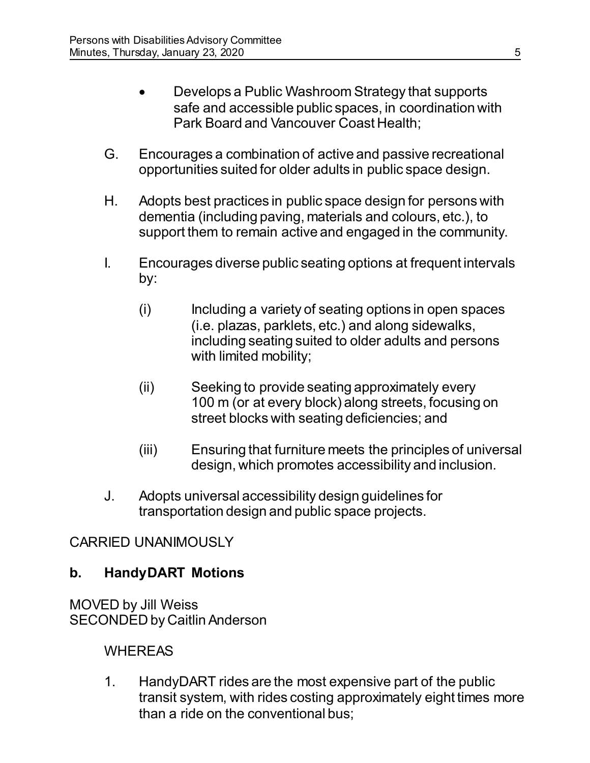- Develops a Public Washroom Strategy that supports safe and accessible public spaces, in coordination with Park Board and Vancouver Coast Health;

G. Encourages a combination of active and passive recreational opportunities suited for older adults in public space design.

H. Adopts best practices in public space design for persons with dementia (including paving, materials and colours, etc.), to support them to remain active and engaged in the community.

I. Encourages diverse public seating options at frequent intervals by:

   (i) Including a variety of seating options in open spaces (i.e. plazas, parklets, etc.) and along sidewalks, including seating suited to older adults and persons with limited mobility;

   (ii) Seeking to provide seating approximately every 100 m (or at every block) along streets, focusing on street blocks with seating deficiencies; and

   (iii) Ensuring that furniture meets the principles of universal design, which promotes accessibility and inclusion.

J. Adopts universal accessibility design guidelines for transportation design and public space projects.

CARRIED UNANIMOUSLY

**b. HandyDART Motions**

MOVED by Jill Weiss
SECONDED by Caitlin Anderson

WHEREAS

1. HandyDART rides are the most expensive part of the public transit system, with rides costing approximately eight times more than a ride on the conventional bus;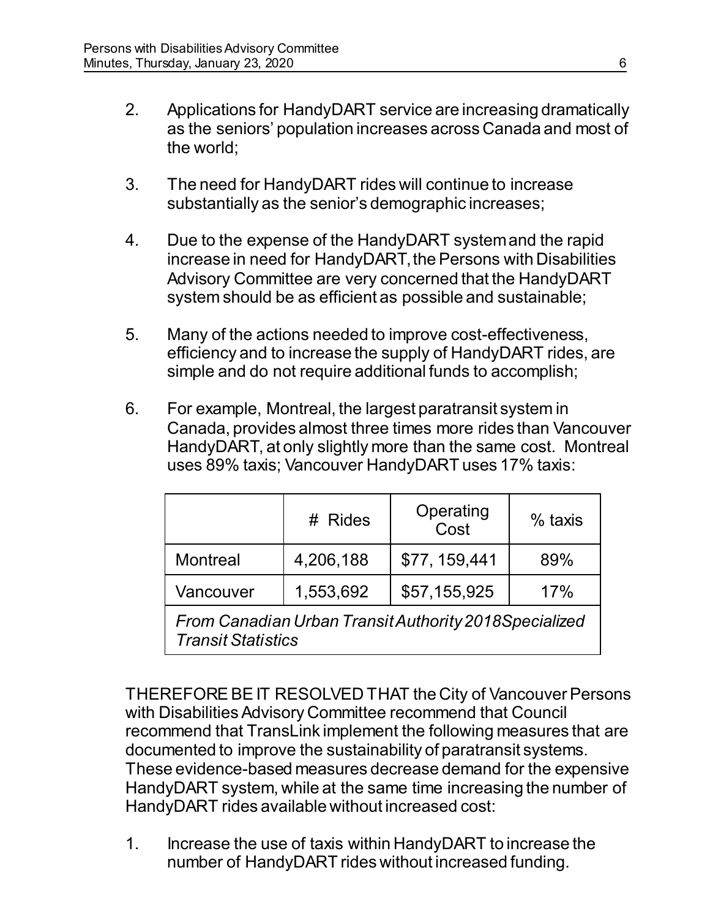2. Applications for HandyDART service are increasing dramatically as the seniors' population increases across Canada and most of the world;

3. The need for HandyDART rides will continue to increase substantially as the senior's demographic increases;

4. Due to the expense of the HandyDART system and the rapid increase in need for HandyDART, the Persons with Disabilities Advisory Committee are very concerned that the HandyDART system should be as efficient as possible and sustainable;

5. Many of the actions needed to improve cost-effectiveness, efficiency and to increase the supply of HandyDART rides, are simple and do not require additional funds to accomplish;

6. For example, Montreal, the largest paratransit system in Canada, provides almost three times more rides than Vancouver HandyDART, at only slightly more than the same cost. Montreal uses 89% taxis; Vancouver HandyDART uses 17% taxis:

| | # Rides | Operating Cost | % taxis |
|---|---|---|---|
| Montreal | 4,206,188 | $77, 159,441 | 89% |
| Vancouver | 1,553,692 | $57,155,925 | 17% |
| *From Canadian Urban Transit Authority 2018Specialized Transit Statistics* | | | |

THEREFORE BE IT RESOLVED THAT the City of Vancouver Persons with Disabilities Advisory Committee recommend that Council recommend that TransLink implement the following measures that are documented to improve the sustainability of paratransit systems. These evidence-based measures decrease demand for the expensive HandyDART system, while at the same time increasing the number of HandyDART rides available without increased cost:

1. Increase the use of taxis within HandyDART to increase the number of HandyDART rides without increased funding.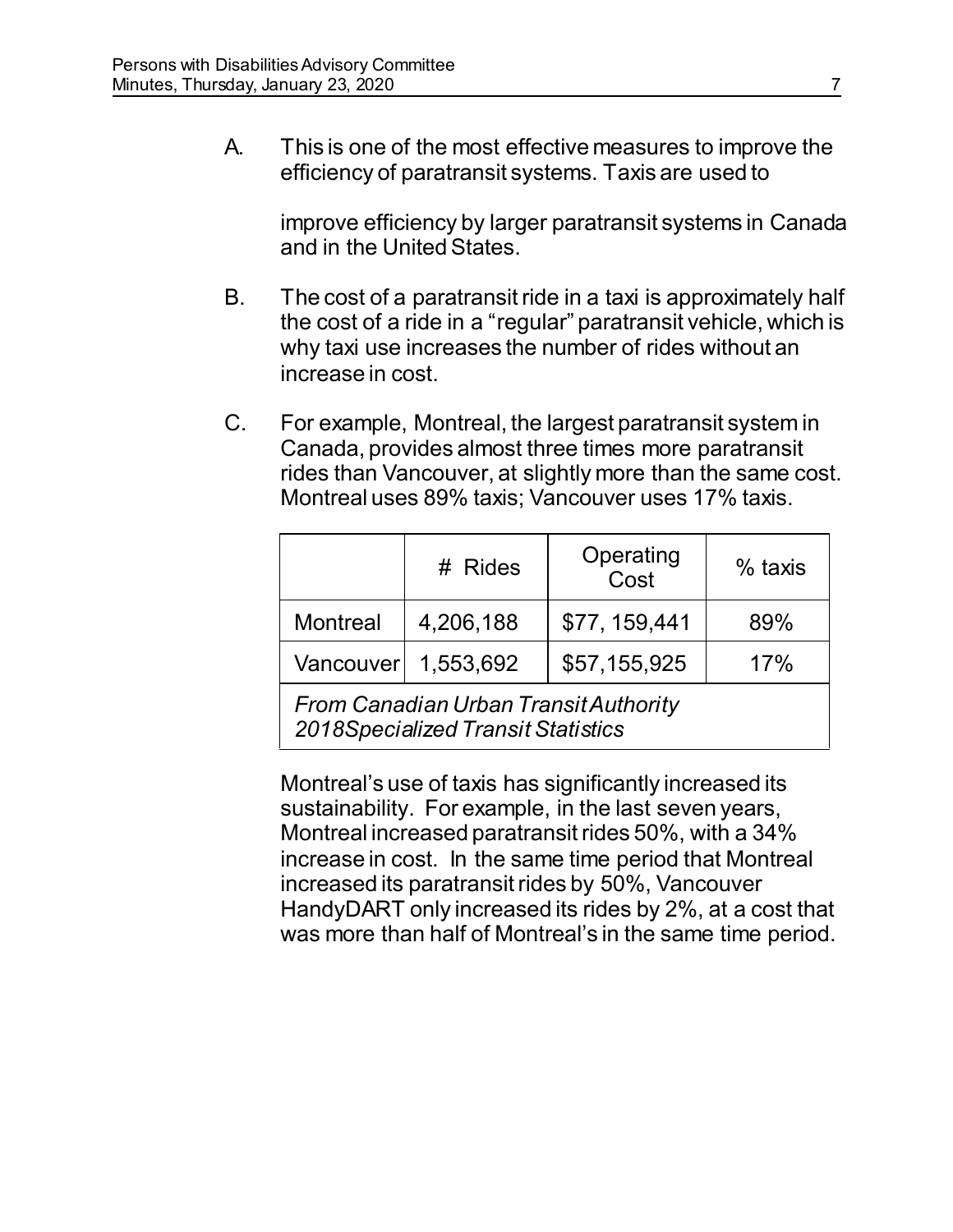A. This is one of the most effective measures to improve the efficiency of paratransit systems. Taxis are used to

   improve efficiency by larger paratransit systems in Canada and in the United States.

B. The cost of a paratransit ride in a taxi is approximately half the cost of a ride in a "regular" paratransit vehicle, which is why taxi use increases the number of rides without an increase in cost.

C. For example, Montreal, the largest paratransit system in Canada, provides almost three times more paratransit rides than Vancouver, at slightly more than the same cost. Montreal uses 89% taxis; Vancouver uses 17% taxis.

| | # Rides | Operating Cost | % taxis |
|---|---|---|---|
| Montreal | 4,206,188 | $77, 159,441 | 89% |
| Vancouver | 1,553,692 | $57,155,925 | 17% |
| *From Canadian Urban Transit Authority 2018Specialized Transit Statistics* | | | |

Montreal's use of taxis has significantly increased its sustainability. For example, in the last seven years, Montreal increased paratransit rides 50%, with a 34% increase in cost. In the same time period that Montreal increased its paratransit rides by 50%, Vancouver HandyDART only increased its rides by 2%, at a cost that was more than half of Montreal's in the same time period.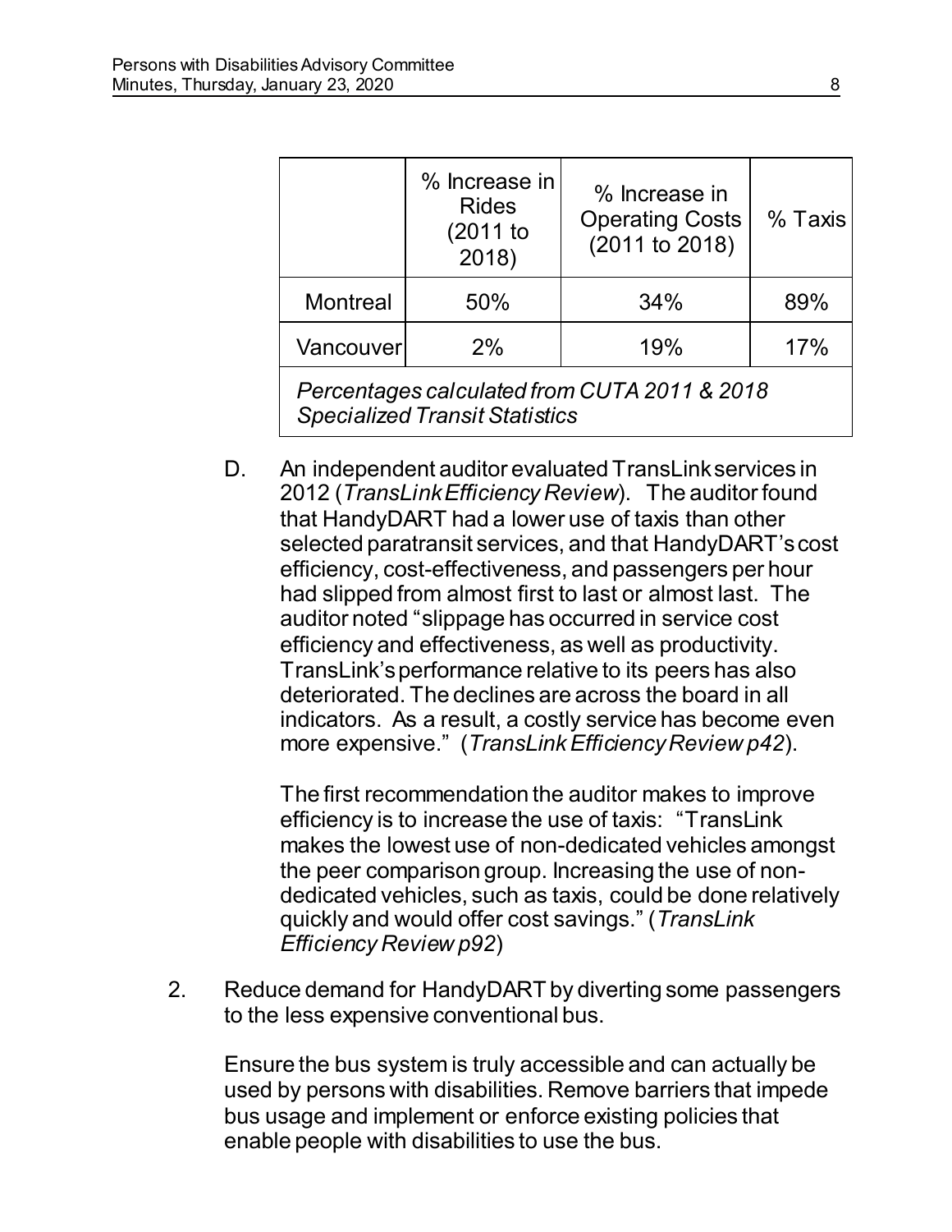| | % Increase in Rides (2011 to 2018) | % Increase in Operating Costs (2011 to 2018) | % Taxis |
|---|---|---|---|
| Montreal | 50% | 34% | 89% |
| Vancouver | 2% | 19% | 17% |
| *Percentages calculated from CUTA 2011 & 2018 Specialized Transit Statistics* | | | |

D. An independent auditor evaluated TransLink services in 2012 (*TransLink Efficiency Review*). The auditor found that HandyDART had a lower use of taxis than other selected paratransit services, and that HandyDART's cost efficiency, cost-effectiveness, and passengers per hour had slipped from almost first to last or almost last. The auditor noted "slippage has occurred in service cost efficiency and effectiveness, as well as productivity. TransLink's performance relative to its peers has also deteriorated. The declines are across the board in all indicators. As a result, a costly service has become even more expensive." (*TransLink Efficiency Review p42*).

The first recommendation the auditor makes to improve efficiency is to increase the use of taxis: "TransLink makes the lowest use of non-dedicated vehicles amongst the peer comparison group. Increasing the use of non-dedicated vehicles, such as taxis, could be done relatively quickly and would offer cost savings." (*TransLink Efficiency Review p92*)

2. Reduce demand for HandyDART by diverting some passengers to the less expensive conventional bus.

Ensure the bus system is truly accessible and can actually be used by persons with disabilities. Remove barriers that impede bus usage and implement or enforce existing policies that enable people with disabilities to use the bus.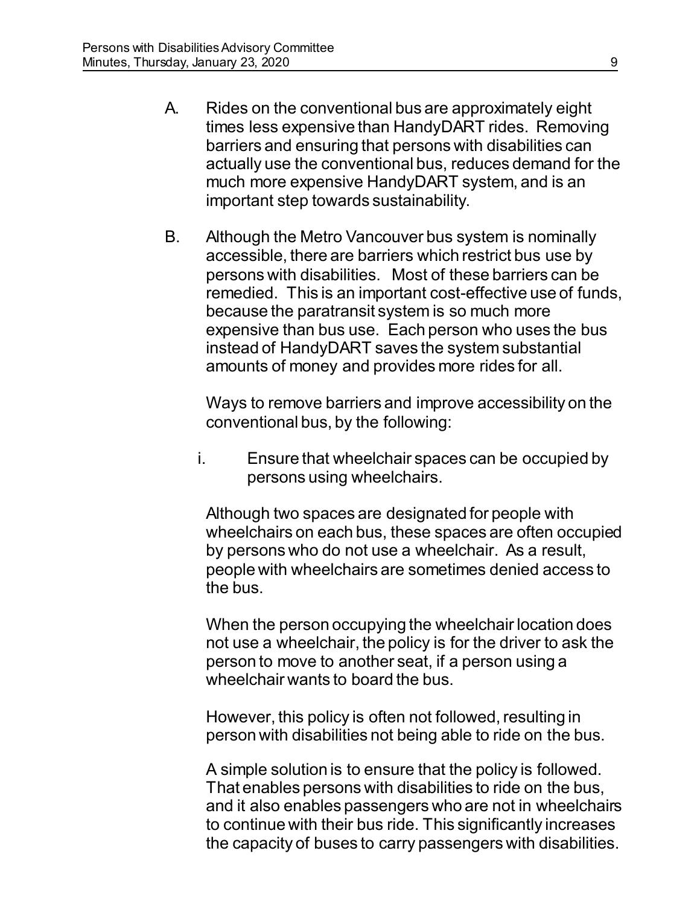A. Rides on the conventional bus are approximately eight times less expensive than HandyDART rides. Removing barriers and ensuring that persons with disabilities can actually use the conventional bus, reduces demand for the much more expensive HandyDART system, and is an important step towards sustainability.

B. Although the Metro Vancouver bus system is nominally accessible, there are barriers which restrict bus use by persons with disabilities. Most of these barriers can be remedied. This is an important cost-effective use of funds, because the paratransit system is so much more expensive than bus use. Each person who uses the bus instead of HandyDART saves the system substantial amounts of money and provides more rides for all.

Ways to remove barriers and improve accessibility on the conventional bus, by the following:

i. Ensure that wheelchair spaces can be occupied by persons using wheelchairs.

Although two spaces are designated for people with wheelchairs on each bus, these spaces are often occupied by persons who do not use a wheelchair. As a result, people with wheelchairs are sometimes denied access to the bus.

When the person occupying the wheelchair location does not use a wheelchair, the policy is for the driver to ask the person to move to another seat, if a person using a wheelchair wants to board the bus.

However, this policy is often not followed, resulting in person with disabilities not being able to ride on the bus.

A simple solution is to ensure that the policy is followed. That enables persons with disabilities to ride on the bus, and it also enables passengers who are not in wheelchairs to continue with their bus ride. This significantly increases the capacity of buses to carry passengers with disabilities.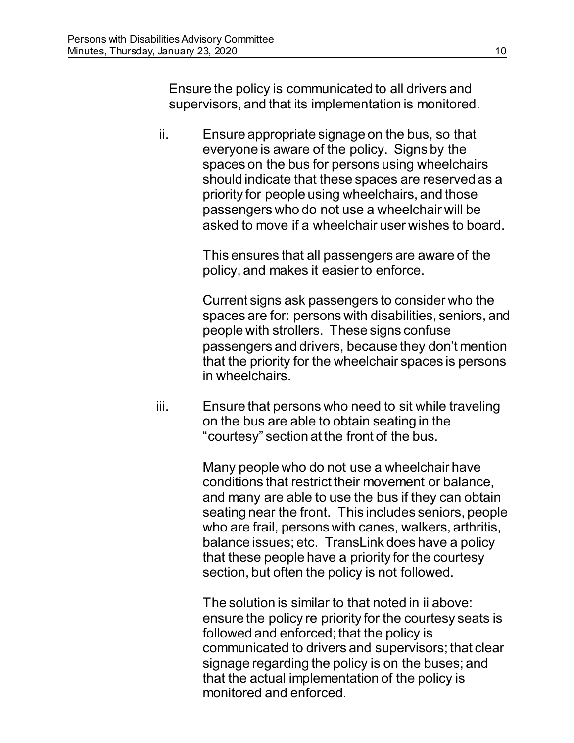Ensure the policy is communicated to all drivers and supervisors, and that its implementation is monitored.

ii. Ensure appropriate signage on the bus, so that everyone is aware of the policy. Signs by the spaces on the bus for persons using wheelchairs should indicate that these spaces are reserved as a priority for people using wheelchairs, and those passengers who do not use a wheelchair will be asked to move if a wheelchair user wishes to board.

    This ensures that all passengers are aware of the policy, and makes it easier to enforce.

    Current signs ask passengers to consider who the spaces are for: persons with disabilities, seniors, and people with strollers. These signs confuse passengers and drivers, because they don't mention that the priority for the wheelchair spaces is persons in wheelchairs.

iii. Ensure that persons who need to sit while traveling on the bus are able to obtain seating in the "courtesy" section at the front of the bus.

    Many people who do not use a wheelchair have conditions that restrict their movement or balance, and many are able to use the bus if they can obtain seating near the front. This includes seniors, people who are frail, persons with canes, walkers, arthritis, balance issues; etc. TransLink does have a policy that these people have a priority for the courtesy section, but often the policy is not followed.

    The solution is similar to that noted in ii above: ensure the policy re priority for the courtesy seats is followed and enforced; that the policy is communicated to drivers and supervisors; that clear signage regarding the policy is on the buses; and that the actual implementation of the policy is monitored and enforced.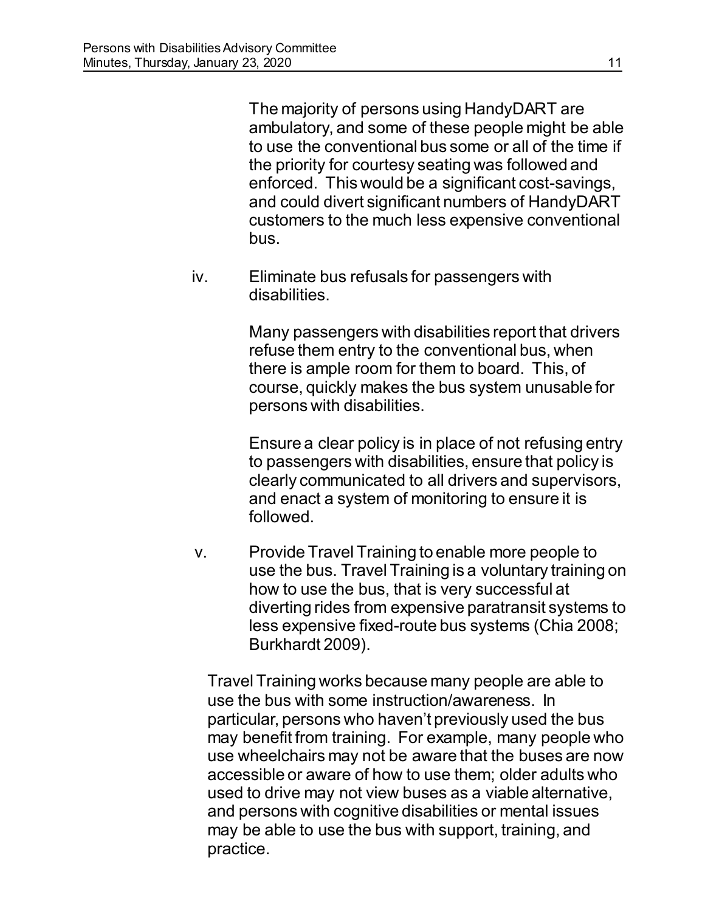The majority of persons using HandyDART are ambulatory, and some of these people might be able to use the conventional bus some or all of the time if the priority for courtesy seating was followed and enforced. This would be a significant cost-savings, and could divert significant numbers of HandyDART customers to the much less expensive conventional bus.

iv. Eliminate bus refusals for passengers with disabilities.

Many passengers with disabilities report that drivers refuse them entry to the conventional bus, when there is ample room for them to board. This, of course, quickly makes the bus system unusable for persons with disabilities.

Ensure a clear policy is in place of not refusing entry to passengers with disabilities, ensure that policy is clearly communicated to all drivers and supervisors, and enact a system of monitoring to ensure it is followed.

v. Provide Travel Training to enable more people to use the bus. Travel Training is a voluntary training on how to use the bus, that is very successful at diverting rides from expensive paratransit systems to less expensive fixed-route bus systems (Chia 2008; Burkhardt 2009).

Travel Training works because many people are able to use the bus with some instruction/awareness. In particular, persons who haven't previously used the bus may benefit from training. For example, many people who use wheelchairs may not be aware that the buses are now accessible or aware of how to use them; older adults who used to drive may not view buses as a viable alternative, and persons with cognitive disabilities or mental issues may be able to use the bus with support, training, and practice.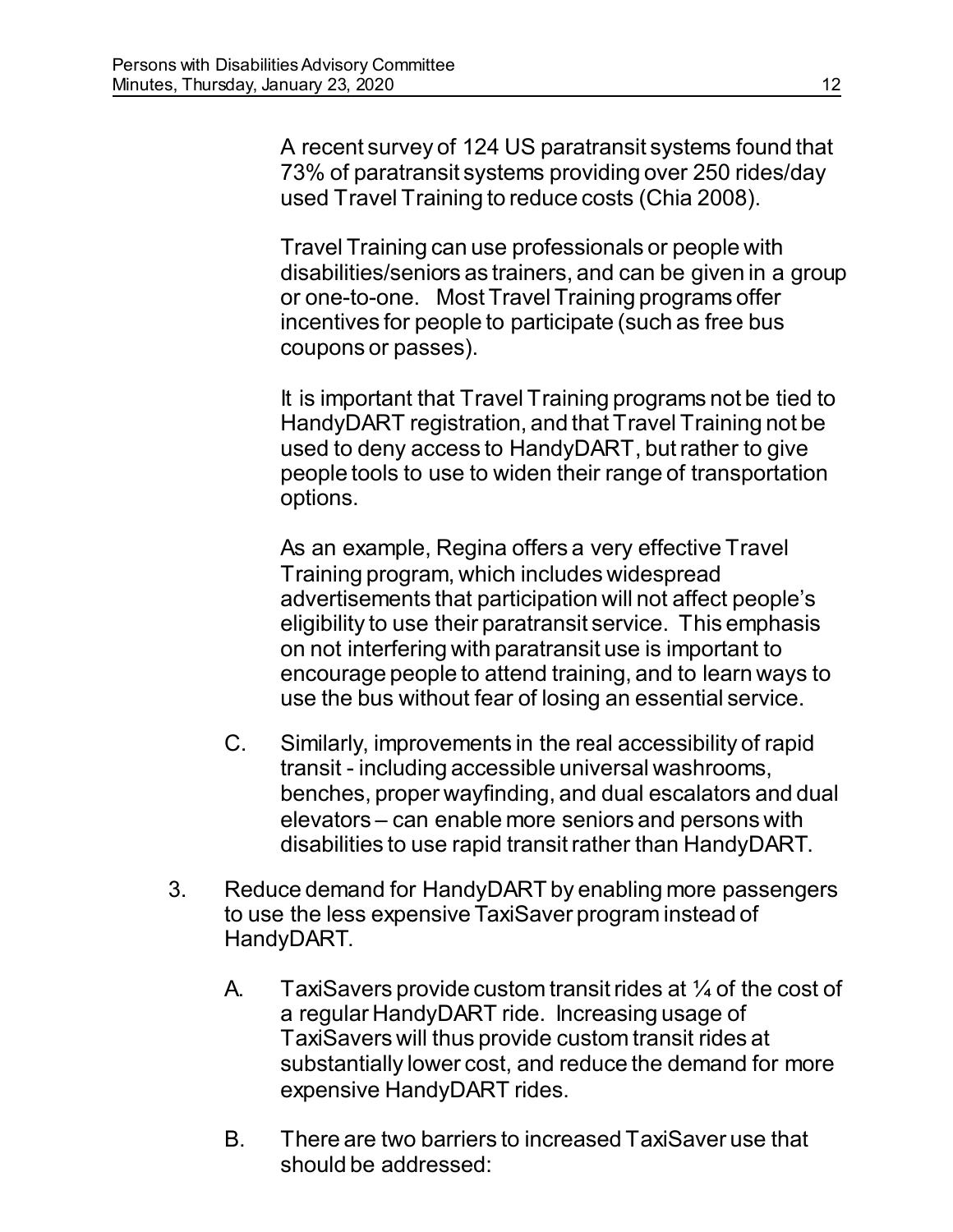A recent survey of 124 US paratransit systems found that 73% of paratransit systems providing over 250 rides/day used Travel Training to reduce costs (Chia 2008).

Travel Training can use professionals or people with disabilities/seniors as trainers, and can be given in a group or one-to-one. Most Travel Training programs offer incentives for people to participate (such as free bus coupons or passes).

It is important that Travel Training programs not be tied to HandyDART registration, and that Travel Training not be used to deny access to HandyDART, but rather to give people tools to use to widen their range of transportation options.

As an example, Regina offers a very effective Travel Training program, which includes widespread advertisements that participation will not affect people's eligibility to use their paratransit service. This emphasis on not interfering with paratransit use is important to encourage people to attend training, and to learn ways to use the bus without fear of losing an essential service.

C. Similarly, improvements in the real accessibility of rapid transit - including accessible universal washrooms, benches, proper wayfinding, and dual escalators and dual elevators – can enable more seniors and persons with disabilities to use rapid transit rather than HandyDART.

3. Reduce demand for HandyDART by enabling more passengers to use the less expensive TaxiSaver program instead of HandyDART.

   A. TaxiSavers provide custom transit rides at ¼ of the cost of a regular HandyDART ride. Increasing usage of TaxiSavers will thus provide custom transit rides at substantially lower cost, and reduce the demand for more expensive HandyDART rides.

   B. There are two barriers to increased TaxiSaver use that should be addressed: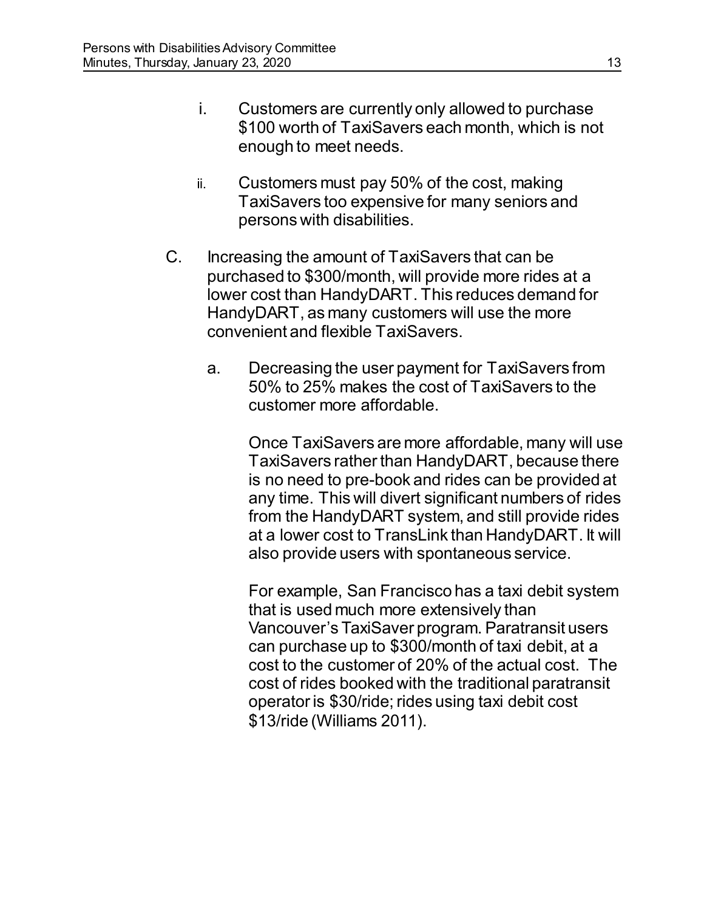i. Customers are currently only allowed to purchase $100 worth of TaxiSavers each month, which is not enough to meet needs.

ii. Customers must pay 50% of the cost, making TaxiSavers too expensive for many seniors and persons with disabilities.

C. Increasing the amount of TaxiSavers that can be purchased to $300/month, will provide more rides at a lower cost than HandyDART. This reduces demand for HandyDART, as many customers will use the more convenient and flexible TaxiSavers.

a. Decreasing the user payment for TaxiSavers from 50% to 25% makes the cost of TaxiSavers to the customer more affordable.

Once TaxiSavers are more affordable, many will use TaxiSavers rather than HandyDART, because there is no need to pre-book and rides can be provided at any time. This will divert significant numbers of rides from the HandyDART system, and still provide rides at a lower cost to TransLink than HandyDART. It will also provide users with spontaneous service.

For example, San Francisco has a taxi debit system that is used much more extensively than Vancouver's TaxiSaver program. Paratransit users can purchase up to $300/month of taxi debit, at a cost to the customer of 20% of the actual cost. The cost of rides booked with the traditional paratransit operator is $30/ride; rides using taxi debit cost $13/ride (Williams 2011).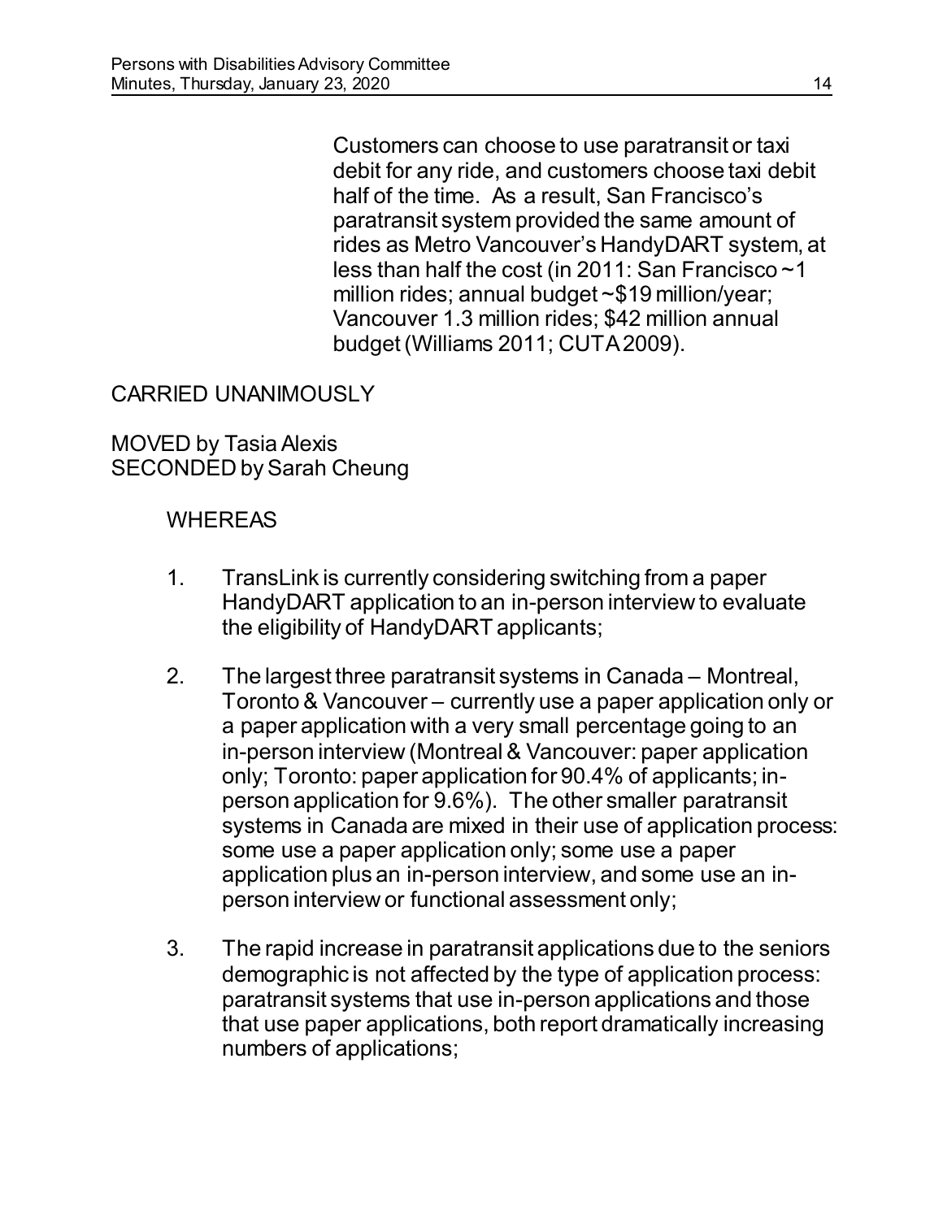Customers can choose to use paratransit or taxi debit for any ride, and customers choose taxi debit half of the time. As a result, San Francisco's paratransit system provided the same amount of rides as Metro Vancouver's HandyDART system, at less than half the cost (in 2011: San Francisco ~1 million rides; annual budget ~$19 million/year; Vancouver 1.3 million rides; $42 million annual budget (Williams 2011; CUTA 2009).

CARRIED UNANIMOUSLY

MOVED by Tasia Alexis
SECONDED by Sarah Cheung

WHEREAS

1. TransLink is currently considering switching from a paper HandyDART application to an in-person interview to evaluate the eligibility of HandyDART applicants;

2. The largest three paratransit systems in Canada – Montreal, Toronto & Vancouver – currently use a paper application only or a paper application with a very small percentage going to an in-person interview (Montreal & Vancouver: paper application only; Toronto: paper application for 90.4% of applicants; in-person application for 9.6%). The other smaller paratransit systems in Canada are mixed in their use of application process: some use a paper application only; some use a paper application plus an in-person interview, and some use an in-person interview or functional assessment only;

3. The rapid increase in paratransit applications due to the seniors demographic is not affected by the type of application process: paratransit systems that use in-person applications and those that use paper applications, both report dramatically increasing numbers of applications;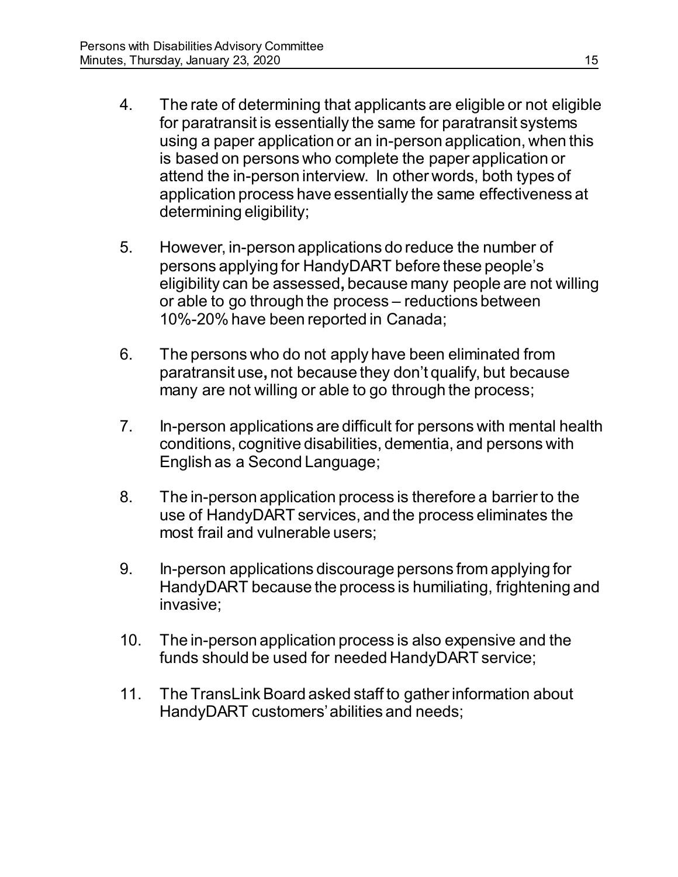4. The rate of determining that applicants are eligible or not eligible for paratransit is essentially the same for paratransit systems using a paper application or an in-person application, when this is based on persons who complete the paper application or attend the in-person interview. In other words, both types of application process have essentially the same effectiveness at determining eligibility;

5. However, in-person applications do reduce the number of persons applying for HandyDART before these people's eligibility can be assessed**,** because many people are not willing or able to go through the process – reductions between 10%-20% have been reported in Canada;

6. The persons who do not apply have been eliminated from paratransit use**,** not because they don't qualify, but because many are not willing or able to go through the process;

7. In-person applications are difficult for persons with mental health conditions, cognitive disabilities, dementia, and persons with English as a Second Language;

8. The in-person application process is therefore a barrier to the use of HandyDART services, and the process eliminates the most frail and vulnerable users;

9. In-person applications discourage persons from applying for HandyDART because the process is humiliating, frightening and invasive;

10. The in-person application process is also expensive and the funds should be used for needed HandyDART service;

11. The TransLink Board asked staff to gather information about HandyDART customers' abilities and needs;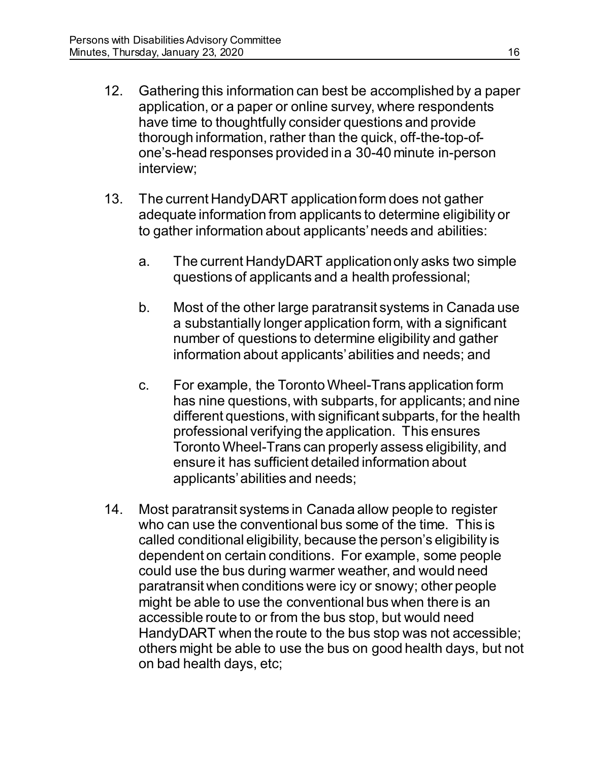12. Gathering this information can best be accomplished by a paper application, or a paper or online survey, where respondents have time to thoughtfully consider questions and provide thorough information, rather than the quick, off-the-top-of-one's-head responses provided in a 30-40 minute in-person interview;

13. The current HandyDART application form does not gather adequate information from applicants to determine eligibility or to gather information about applicants' needs and abilities:

    a. The current HandyDART application only asks two simple questions of applicants and a health professional;

    b. Most of the other large paratransit systems in Canada use a substantially longer application form, with a significant number of questions to determine eligibility and gather information about applicants' abilities and needs; and

    c. For example, the Toronto Wheel-Trans application form has nine questions, with subparts, for applicants; and nine different questions, with significant subparts, for the health professional verifying the application. This ensures Toronto Wheel-Trans can properly assess eligibility, and ensure it has sufficient detailed information about applicants' abilities and needs;

14. Most paratransit systems in Canada allow people to register who can use the conventional bus some of the time. This is called conditional eligibility, because the person's eligibility is dependent on certain conditions. For example, some people could use the bus during warmer weather, and would need paratransit when conditions were icy or snowy; other people might be able to use the conventional bus when there is an accessible route to or from the bus stop, but would need HandyDART when the route to the bus stop was not accessible; others might be able to use the bus on good health days, but not on bad health days, etc;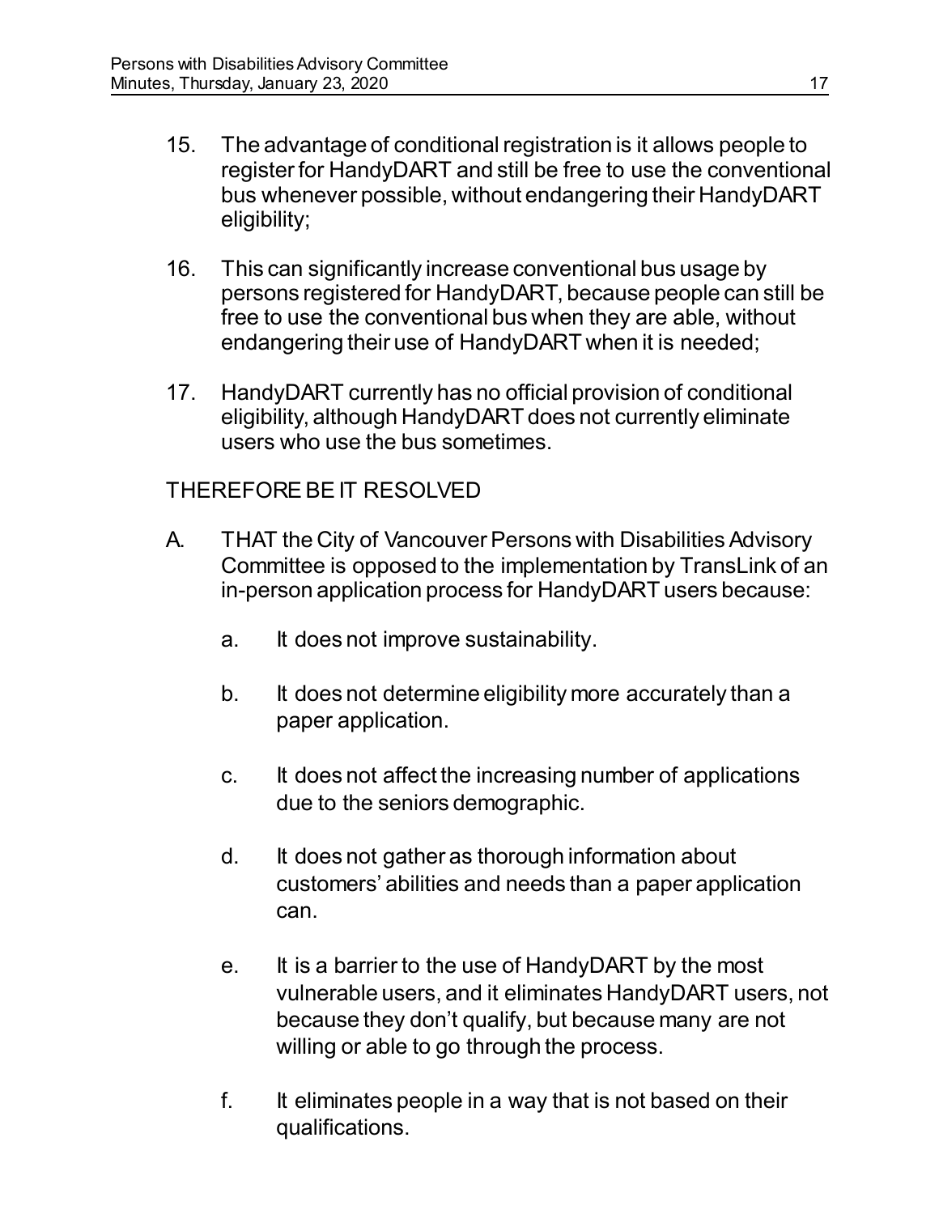15. The advantage of conditional registration is it allows people to register for HandyDART and still be free to use the conventional bus whenever possible, without endangering their HandyDART eligibility;

16. This can significantly increase conventional bus usage by persons registered for HandyDART, because people can still be free to use the conventional bus when they are able, without endangering their use of HandyDART when it is needed;

17. HandyDART currently has no official provision of conditional eligibility, although HandyDART does not currently eliminate users who use the bus sometimes.

THEREFORE BE IT RESOLVED

A. THAT the City of Vancouver Persons with Disabilities Advisory Committee is opposed to the implementation by TransLink of an in-person application process for HandyDART users because:

   a. It does not improve sustainability.

   b. It does not determine eligibility more accurately than a paper application.

   c. It does not affect the increasing number of applications due to the seniors demographic.

   d. It does not gather as thorough information about customers' abilities and needs than a paper application can.

   e. It is a barrier to the use of HandyDART by the most vulnerable users, and it eliminates HandyDART users, not because they don't qualify, but because many are not willing or able to go through the process.

   f. It eliminates people in a way that is not based on their qualifications.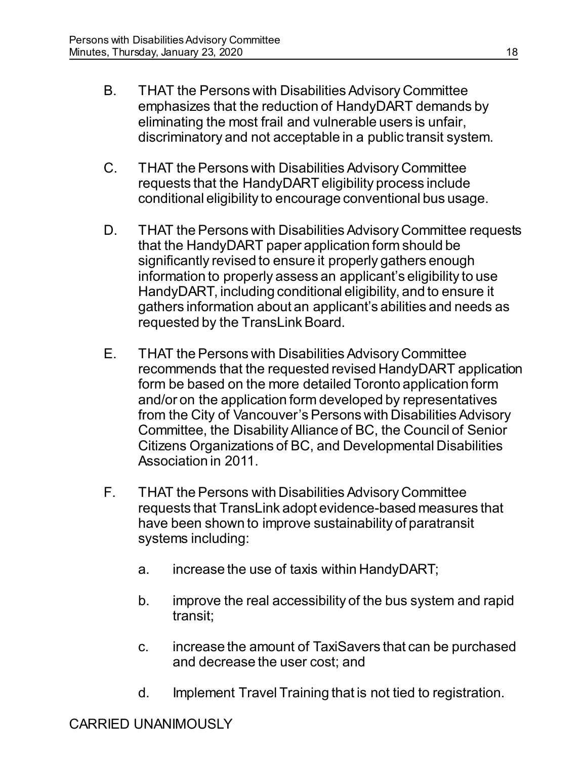B. THAT the Persons with Disabilities Advisory Committee emphasizes that the reduction of HandyDART demands by eliminating the most frail and vulnerable users is unfair, discriminatory and not acceptable in a public transit system.

C. THAT the Persons with Disabilities Advisory Committee requests that the HandyDART eligibility process include conditional eligibility to encourage conventional bus usage.

D. THAT the Persons with Disabilities Advisory Committee requests that the HandyDART paper application form should be significantly revised to ensure it properly gathers enough information to properly assess an applicant's eligibility to use HandyDART, including conditional eligibility, and to ensure it gathers information about an applicant's abilities and needs as requested by the TransLink Board.

E. THAT the Persons with Disabilities Advisory Committee recommends that the requested revised HandyDART application form be based on the more detailed Toronto application form and/or on the application form developed by representatives from the City of Vancouver's Persons with Disabilities Advisory Committee, the Disability Alliance of BC, the Council of Senior Citizens Organizations of BC, and Developmental Disabilities Association in 2011.

F. THAT the Persons with Disabilities Advisory Committee requests that TransLink adopt evidence-based measures that have been shown to improve sustainability of paratransit systems including:

   a. increase the use of taxis within HandyDART;

   b. improve the real accessibility of the bus system and rapid transit;

   c. increase the amount of TaxiSavers that can be purchased and decrease the user cost; and

   d. Implement Travel Training that is not tied to registration.

CARRIED UNANIMOUSLY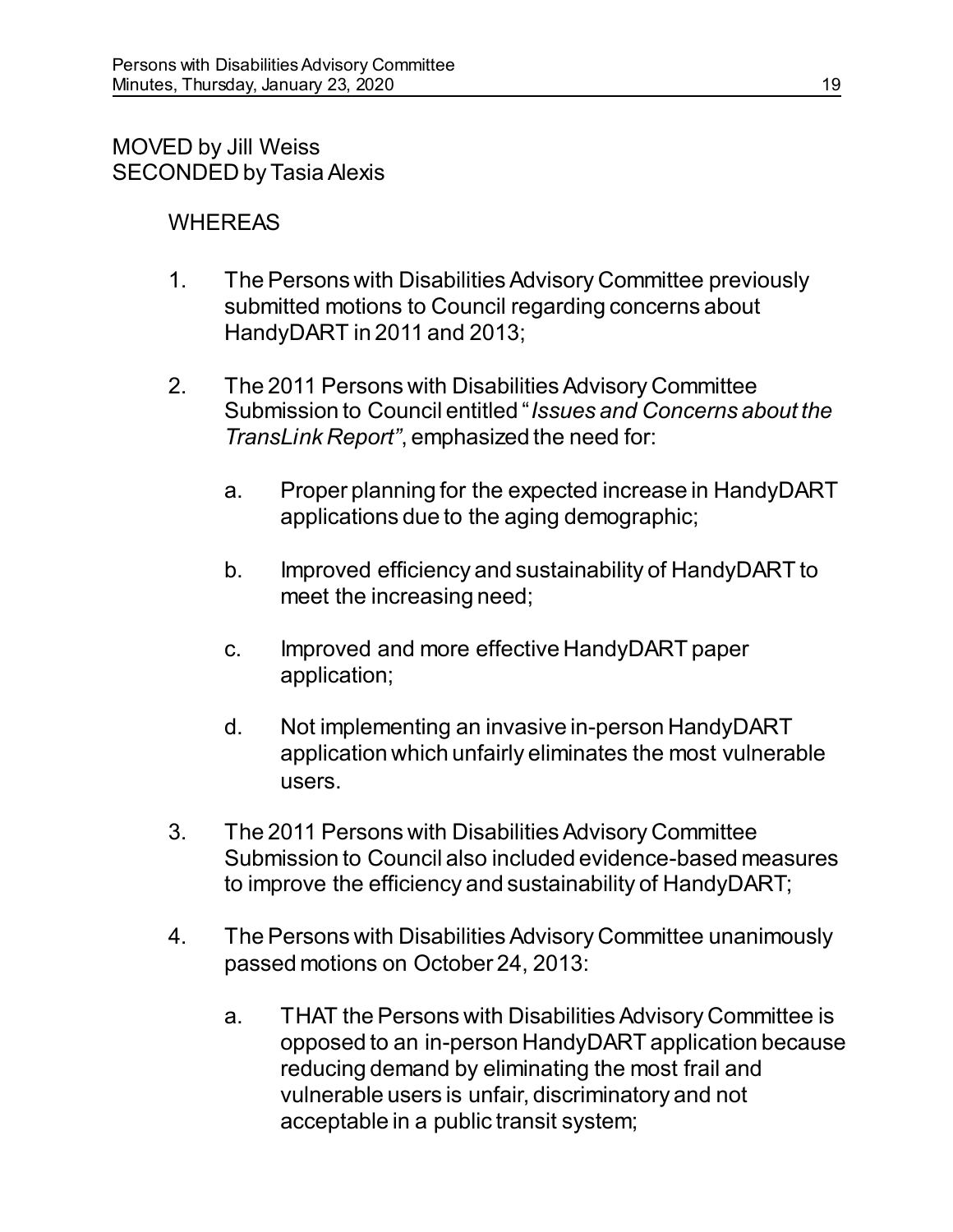MOVED by Jill Weiss
SECONDED by Tasia Alexis

WHEREAS

1. The Persons with Disabilities Advisory Committee previously submitted motions to Council regarding concerns about HandyDART in 2011 and 2013;

2. The 2011 Persons with Disabilities Advisory Committee Submission to Council entitled "*Issues and Concerns about the TransLink Report"*, emphasized the need for:

    a. Proper planning for the expected increase in HandyDART applications due to the aging demographic;

    b. Improved efficiency and sustainability of HandyDART to meet the increasing need;

    c. Improved and more effective HandyDART paper application;

    d. Not implementing an invasive in-person HandyDART application which unfairly eliminates the most vulnerable users.

3. The 2011 Persons with Disabilities Advisory Committee Submission to Council also included evidence-based measures to improve the efficiency and sustainability of HandyDART;

4. The Persons with Disabilities Advisory Committee unanimously passed motions on October 24, 2013:

    a. THAT the Persons with Disabilities Advisory Committee is opposed to an in-person HandyDART application because reducing demand by eliminating the most frail and vulnerable users is unfair, discriminatory and not acceptable in a public transit system;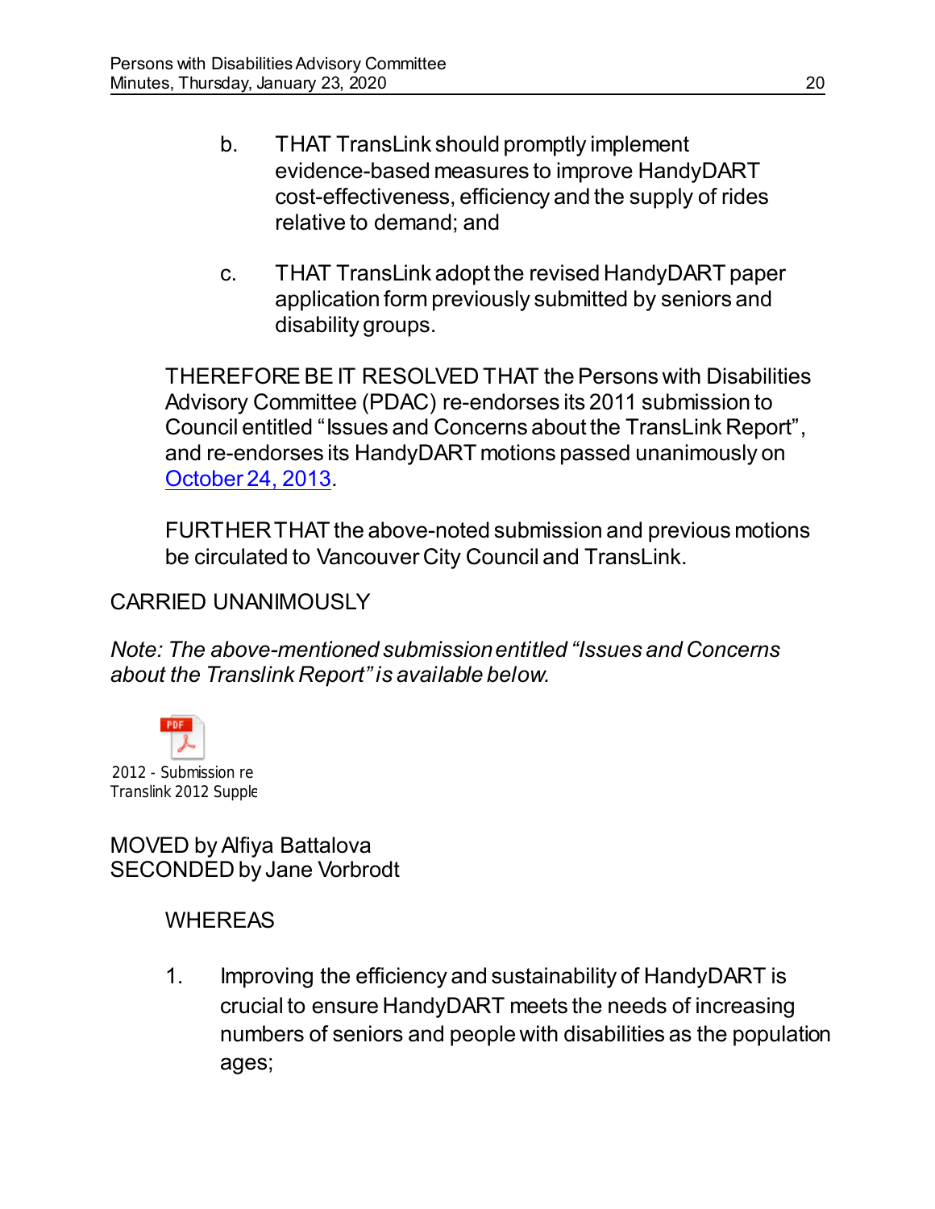b. THAT TransLink should promptly implement evidence-based measures to improve HandyDART cost-effectiveness, efficiency and the supply of rides relative to demand; and

c. THAT TransLink adopt the revised HandyDART paper application form previously submitted by seniors and disability groups.

THEREFORE BE IT RESOLVED THAT the Persons with Disabilities Advisory Committee (PDAC) re-endorses its 2011 submission to Council entitled "Issues and Concerns about the TransLink Report", and re-endorses its HandyDART motions passed unanimously on October 24, 2013.

FURTHER THAT the above-noted submission and previous motions be circulated to Vancouver City Council and TransLink.

CARRIED UNANIMOUSLY

*Note: The above-mentioned submission entitled "Issues and Concerns about the Translink Report" is available below.*

2012 - Submission re Translink 2012 Supple

MOVED by Alfiya Battalova
SECONDED by Jane Vorbrodt

WHEREAS

1. Improving the efficiency and sustainability of HandyDART is crucial to ensure HandyDART meets the needs of increasing numbers of seniors and people with disabilities as the population ages;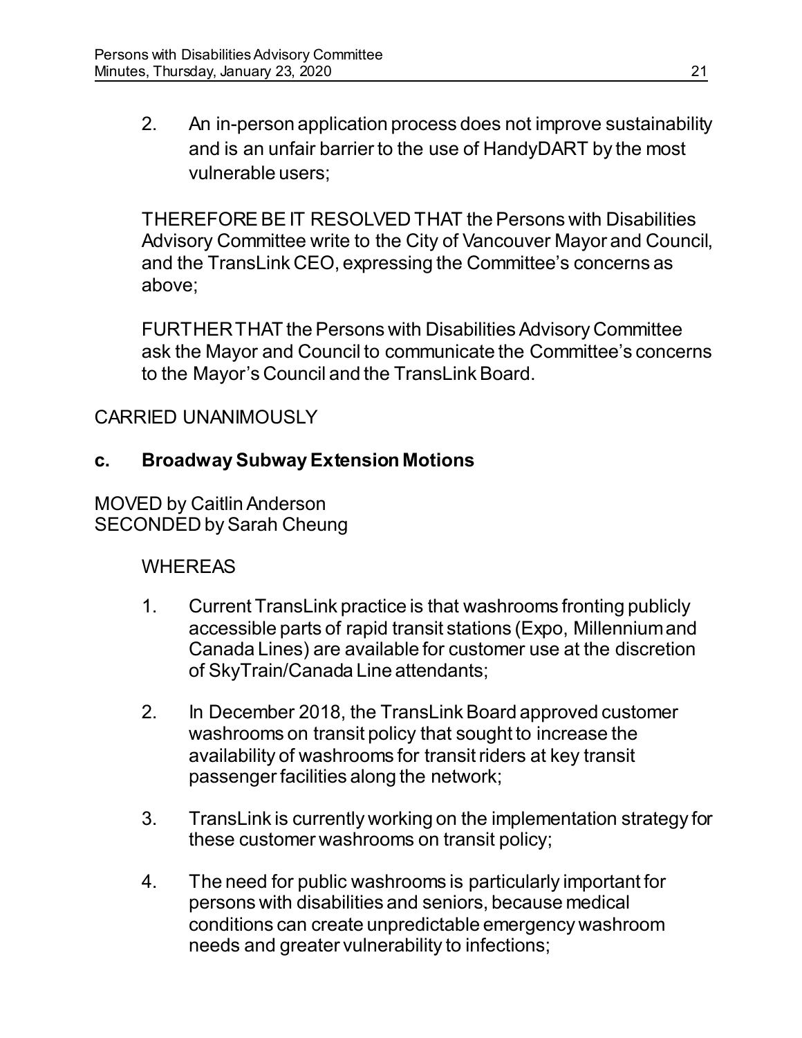2. An in-person application process does not improve sustainability and is an unfair barrier to the use of HandyDART by the most vulnerable users;

THEREFORE BE IT RESOLVED THAT the Persons with Disabilities Advisory Committee write to the City of Vancouver Mayor and Council, and the TransLink CEO, expressing the Committee's concerns as above;

FURTHER THAT the Persons with Disabilities Advisory Committee ask the Mayor and Council to communicate the Committee's concerns to the Mayor's Council and the TransLink Board.

CARRIED UNANIMOUSLY

**c. Broadway Subway Extension Motions**

MOVED by Caitlin Anderson
SECONDED by Sarah Cheung

WHEREAS

1. Current TransLink practice is that washrooms fronting publicly accessible parts of rapid transit stations (Expo, Millennium and Canada Lines) are available for customer use at the discretion of SkyTrain/Canada Line attendants;

2. In December 2018, the TransLink Board approved customer washrooms on transit policy that sought to increase the availability of washrooms for transit riders at key transit passenger facilities along the network;

3. TransLink is currently working on the implementation strategy for these customer washrooms on transit policy;

4. The need for public washrooms is particularly important for persons with disabilities and seniors, because medical conditions can create unpredictable emergency washroom needs and greater vulnerability to infections;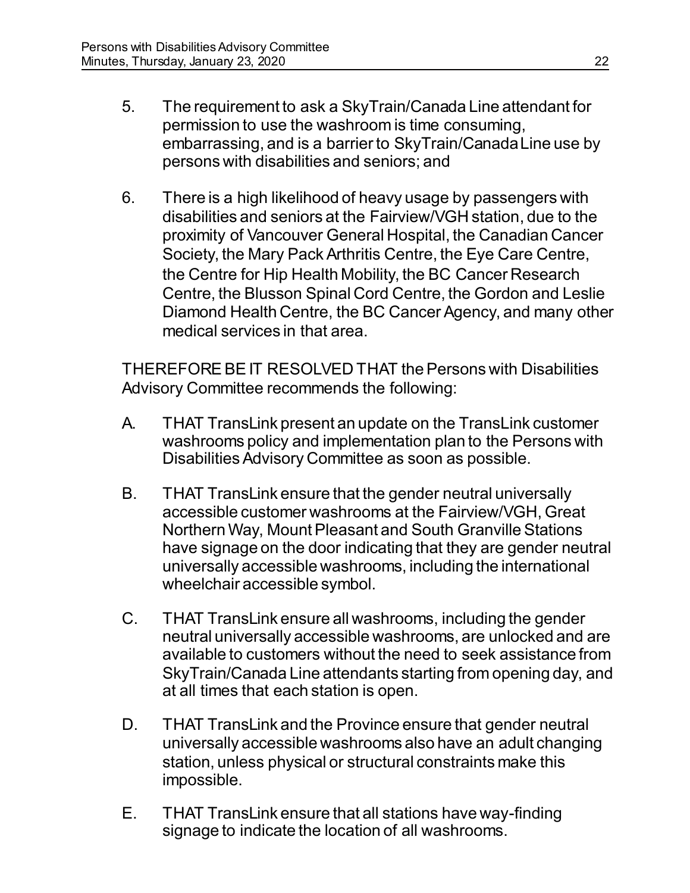5. The requirement to ask a SkyTrain/Canada Line attendant for permission to use the washroom is time consuming, embarrassing, and is a barrier to SkyTrain/Canada Line use by persons with disabilities and seniors; and

6. There is a high likelihood of heavy usage by passengers with disabilities and seniors at the Fairview/VGH station, due to the proximity of Vancouver General Hospital, the Canadian Cancer Society, the Mary Pack Arthritis Centre, the Eye Care Centre, the Centre for Hip Health Mobility, the BC Cancer Research Centre, the Blusson Spinal Cord Centre, the Gordon and Leslie Diamond Health Centre, the BC Cancer Agency, and many other medical services in that area.

THEREFORE BE IT RESOLVED THAT the Persons with Disabilities Advisory Committee recommends the following:

A. THAT TransLink present an update on the TransLink customer washrooms policy and implementation plan to the Persons with Disabilities Advisory Committee as soon as possible.

B. THAT TransLink ensure that the gender neutral universally accessible customer washrooms at the Fairview/VGH, Great Northern Way, Mount Pleasant and South Granville Stations have signage on the door indicating that they are gender neutral universally accessible washrooms, including the international wheelchair accessible symbol.

C. THAT TransLink ensure all washrooms, including the gender neutral universally accessible washrooms, are unlocked and are available to customers without the need to seek assistance from SkyTrain/Canada Line attendants starting from opening day, and at all times that each station is open.

D. THAT TransLink and the Province ensure that gender neutral universally accessible washrooms also have an adult changing station, unless physical or structural constraints make this impossible.

E. THAT TransLink ensure that all stations have way-finding signage to indicate the location of all washrooms.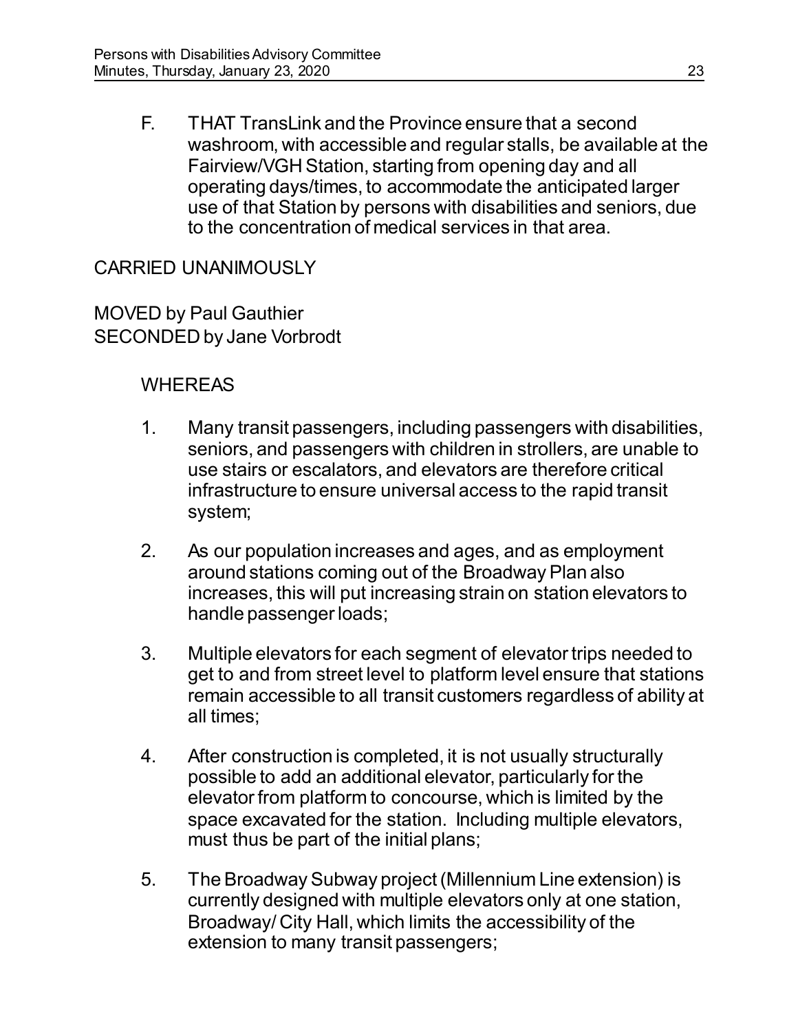F. THAT TransLink and the Province ensure that a second washroom, with accessible and regular stalls, be available at the Fairview/VGH Station, starting from opening day and all operating days/times, to accommodate the anticipated larger use of that Station by persons with disabilities and seniors, due to the concentration of medical services in that area.

CARRIED UNANIMOUSLY

MOVED by Paul Gauthier
SECONDED by Jane Vorbrodt

WHEREAS

1. Many transit passengers, including passengers with disabilities, seniors, and passengers with children in strollers, are unable to use stairs or escalators, and elevators are therefore critical infrastructure to ensure universal access to the rapid transit system;

2. As our population increases and ages, and as employment around stations coming out of the Broadway Plan also increases, this will put increasing strain on station elevators to handle passenger loads;

3. Multiple elevators for each segment of elevator trips needed to get to and from street level to platform level ensure that stations remain accessible to all transit customers regardless of ability at all times;

4. After construction is completed, it is not usually structurally possible to add an additional elevator, particularly for the elevator from platform to concourse, which is limited by the space excavated for the station. Including multiple elevators, must thus be part of the initial plans;

5. The Broadway Subway project (Millennium Line extension) is currently designed with multiple elevators only at one station, Broadway/ City Hall, which limits the accessibility of the extension to many transit passengers;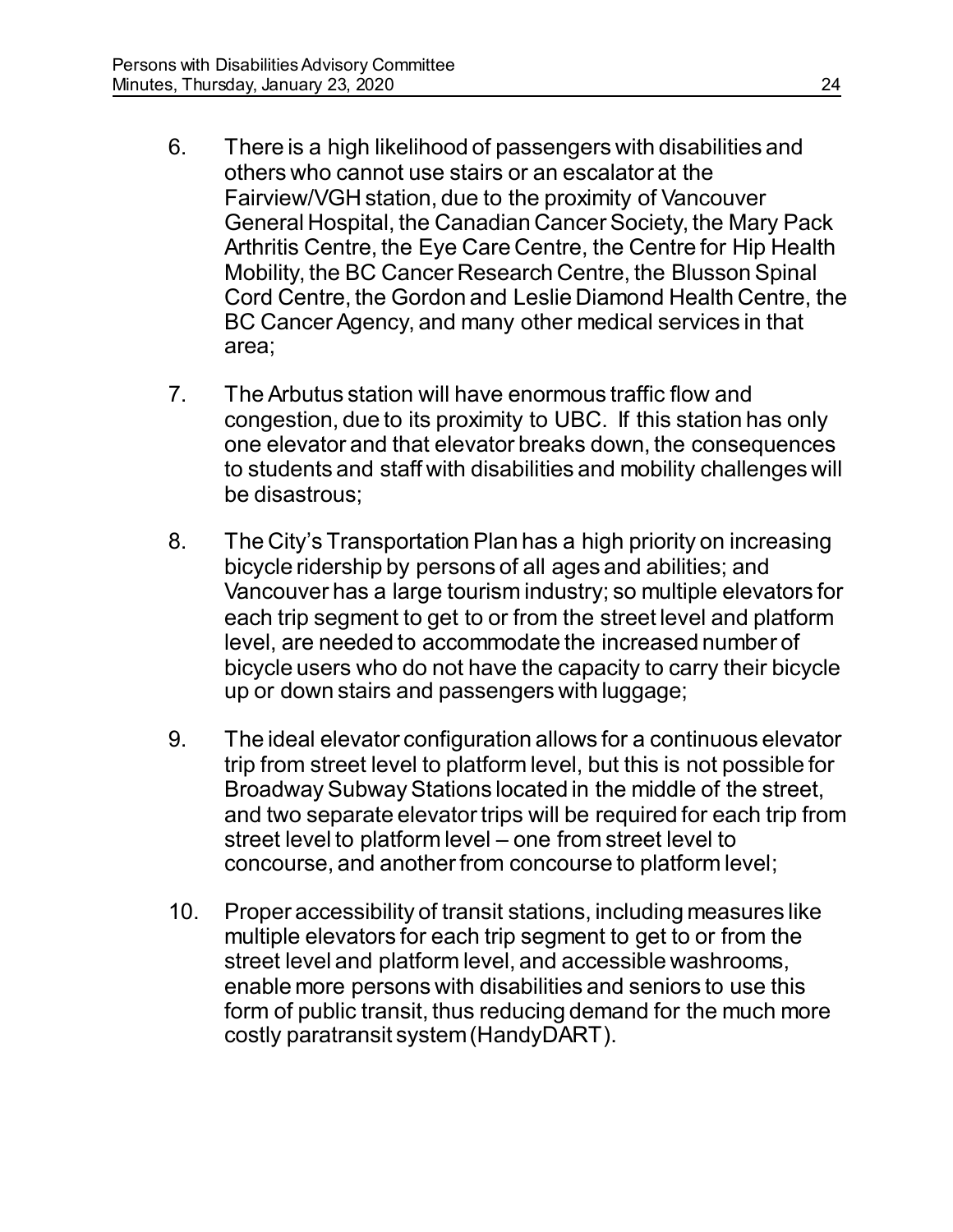6. There is a high likelihood of passengers with disabilities and others who cannot use stairs or an escalator at the Fairview/VGH station, due to the proximity of Vancouver General Hospital, the Canadian Cancer Society, the Mary Pack Arthritis Centre, the Eye Care Centre, the Centre for Hip Health Mobility, the BC Cancer Research Centre, the Blusson Spinal Cord Centre, the Gordon and Leslie Diamond Health Centre, the BC Cancer Agency, and many other medical services in that area;

7. The Arbutus station will have enormous traffic flow and congestion, due to its proximity to UBC. If this station has only one elevator and that elevator breaks down, the consequences to students and staff with disabilities and mobility challenges will be disastrous;

8. The City's Transportation Plan has a high priority on increasing bicycle ridership by persons of all ages and abilities; and Vancouver has a large tourism industry; so multiple elevators for each trip segment to get to or from the street level and platform level, are needed to accommodate the increased number of bicycle users who do not have the capacity to carry their bicycle up or down stairs and passengers with luggage;

9. The ideal elevator configuration allows for a continuous elevator trip from street level to platform level, but this is not possible for Broadway Subway Stations located in the middle of the street, and two separate elevator trips will be required for each trip from street level to platform level – one from street level to concourse, and another from concourse to platform level;

10. Proper accessibility of transit stations, including measures like multiple elevators for each trip segment to get to or from the street level and platform level, and accessible washrooms, enable more persons with disabilities and seniors to use this form of public transit, thus reducing demand for the much more costly paratransit system (HandyDART).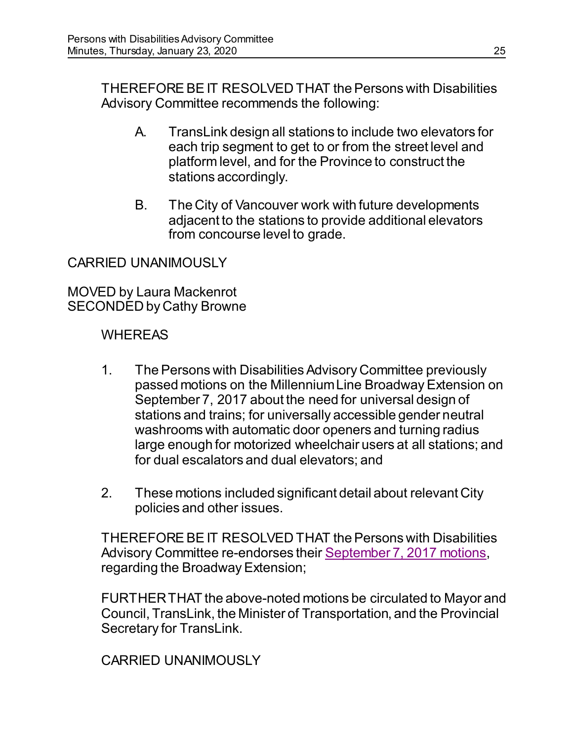THEREFORE BE IT RESOLVED THAT the Persons with Disabilities Advisory Committee recommends the following:

A. TransLink design all stations to include two elevators for each trip segment to get to or from the street level and platform level, and for the Province to construct the stations accordingly.

B. The City of Vancouver work with future developments adjacent to the stations to provide additional elevators from concourse level to grade.

CARRIED UNANIMOUSLY

MOVED by Laura Mackenrot
SECONDED by Cathy Browne

WHEREAS

1. The Persons with Disabilities Advisory Committee previously passed motions on the Millennium Line Broadway Extension on September 7, 2017 about the need for universal design of stations and trains; for universally accessible gender neutral washrooms with automatic door openers and turning radius large enough for motorized wheelchair users at all stations; and for dual escalators and dual elevators; and

2. These motions included significant detail about relevant City policies and other issues.

THEREFORE BE IT RESOLVED THAT the Persons with Disabilities Advisory Committee re-endorses their September 7, 2017 motions, regarding the Broadway Extension;

FURTHER THAT the above-noted motions be circulated to Mayor and Council, TransLink, the Minister of Transportation, and the Provincial Secretary for TransLink.

CARRIED UNANIMOUSLY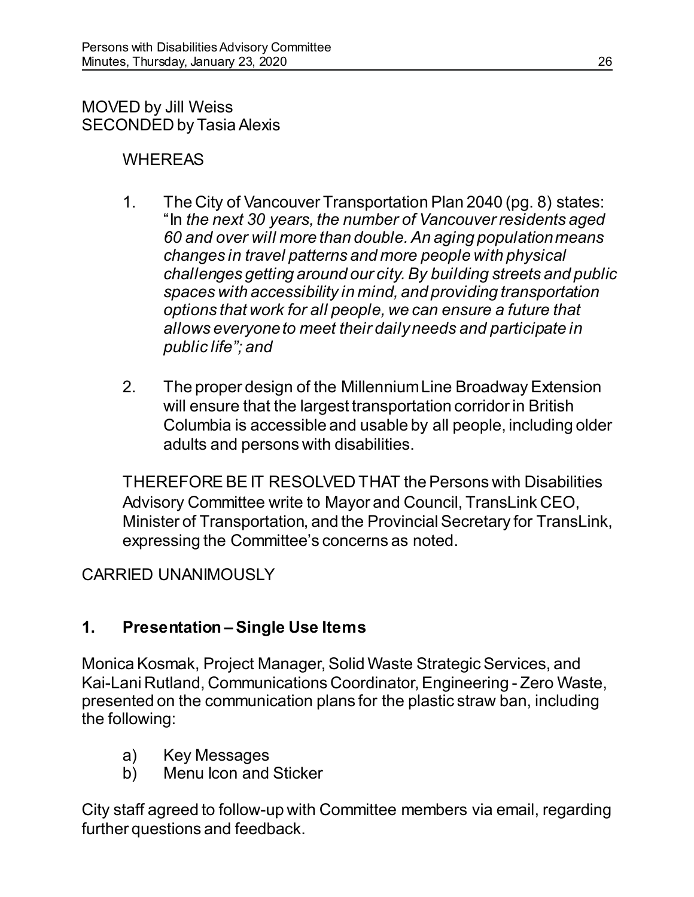MOVED by Jill Weiss
SECONDED by Tasia Alexis

WHEREAS

1. The City of Vancouver Transportation Plan 2040 (pg. 8) states: "In *the next 30 years, the number of Vancouver residents aged 60 and over will more than double. An aging population means changes in travel patterns and more people with physical challenges getting around our city. By building streets and public spaces with accessibility in mind, and providing transportation options that work for all people, we can ensure a future that allows everyone to meet their daily needs and participate in public life"; and*

2. The proper design of the Millennium Line Broadway Extension will ensure that the largest transportation corridor in British Columbia is accessible and usable by all people, including older adults and persons with disabilities.

THEREFORE BE IT RESOLVED THAT the Persons with Disabilities Advisory Committee write to Mayor and Council, TransLink CEO, Minister of Transportation, and the Provincial Secretary for TransLink, expressing the Committee's concerns as noted.

CARRIED UNANIMOUSLY

## 1. Presentation – Single Use Items

Monica Kosmak, Project Manager, Solid Waste Strategic Services, and Kai-Lani Rutland, Communications Coordinator, Engineering - Zero Waste, presented on the communication plans for the plastic straw ban, including the following:

a) Key Messages
b) Menu Icon and Sticker

City staff agreed to follow-up with Committee members via email, regarding further questions and feedback.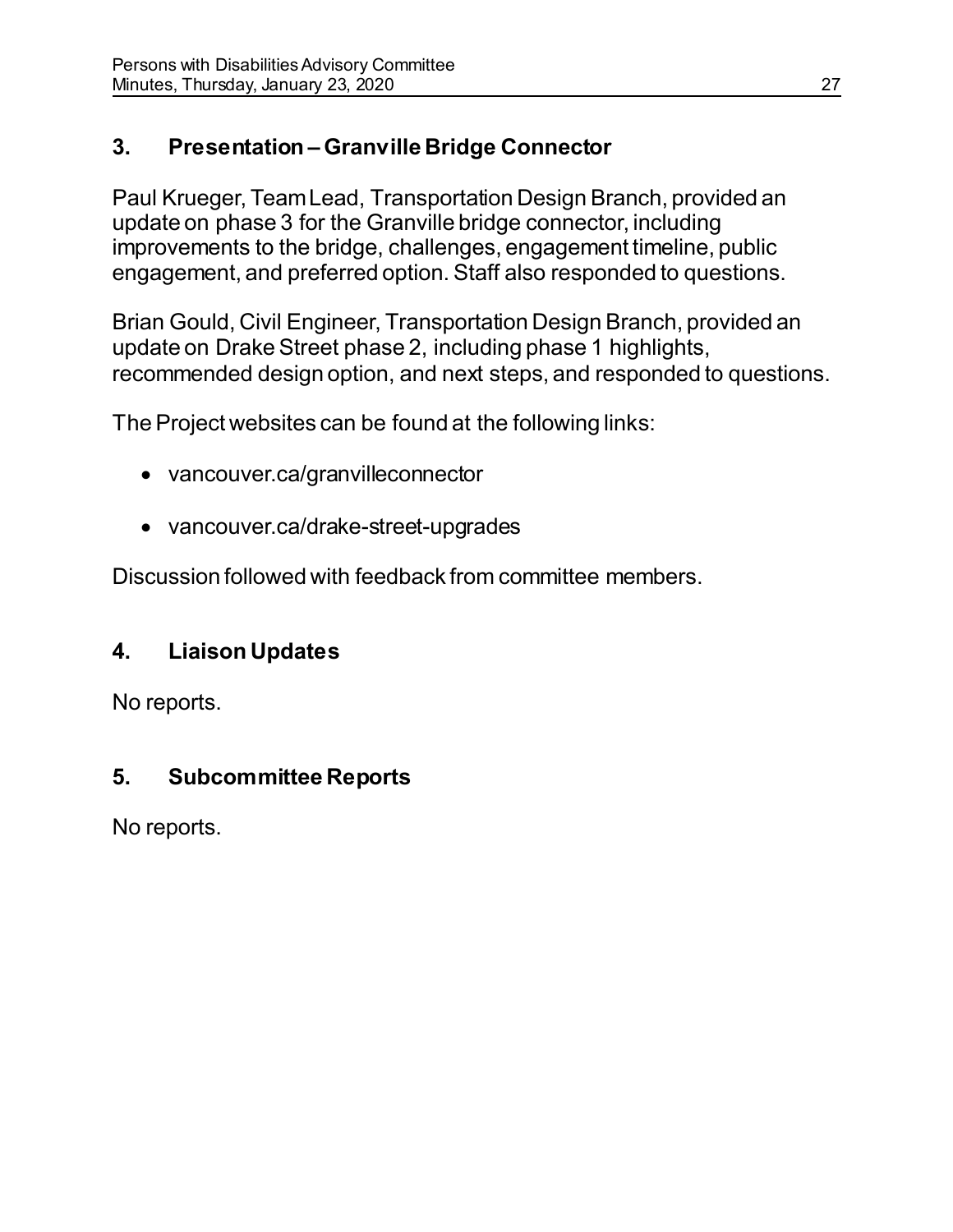## 3. Presentation – Granville Bridge Connector

Paul Krueger, Team Lead, Transportation Design Branch, provided an update on phase 3 for the Granville bridge connector, including improvements to the bridge, challenges, engagement timeline, public engagement, and preferred option. Staff also responded to questions.

Brian Gould, Civil Engineer, Transportation Design Branch, provided an update on Drake Street phase 2, including phase 1 highlights, recommended design option, and next steps, and responded to questions.

The Project websites can be found at the following links:

- vancouver.ca/granvilleconnector
- vancouver.ca/drake-street-upgrades

Discussion followed with feedback from committee members.

## 4. Liaison Updates

No reports.

## 5. Subcommittee Reports

No reports.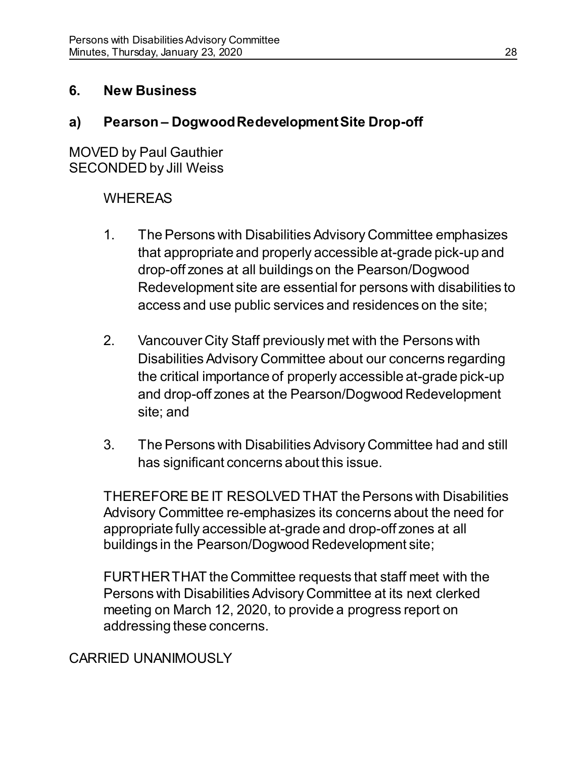## 6. New Business

### a) Pearson – Dogwood Redevelopment Site Drop-off

MOVED by Paul Gauthier
SECONDED by Jill Weiss

WHEREAS

1. The Persons with Disabilities Advisory Committee emphasizes that appropriate and properly accessible at-grade pick-up and drop-off zones at all buildings on the Pearson/Dogwood Redevelopment site are essential for persons with disabilities to access and use public services and residences on the site;

2. Vancouver City Staff previously met with the Persons with Disabilities Advisory Committee about our concerns regarding the critical importance of properly accessible at-grade pick-up and drop-off zones at the Pearson/Dogwood Redevelopment site; and

3. The Persons with Disabilities Advisory Committee had and still has significant concerns about this issue.

THEREFORE BE IT RESOLVED THAT the Persons with Disabilities Advisory Committee re-emphasizes its concerns about the need for appropriate fully accessible at-grade and drop-off zones at all buildings in the Pearson/Dogwood Redevelopment site;

FURTHER THAT the Committee requests that staff meet with the Persons with Disabilities Advisory Committee at its next clerked meeting on March 12, 2020, to provide a progress report on addressing these concerns.

CARRIED UNANIMOUSLY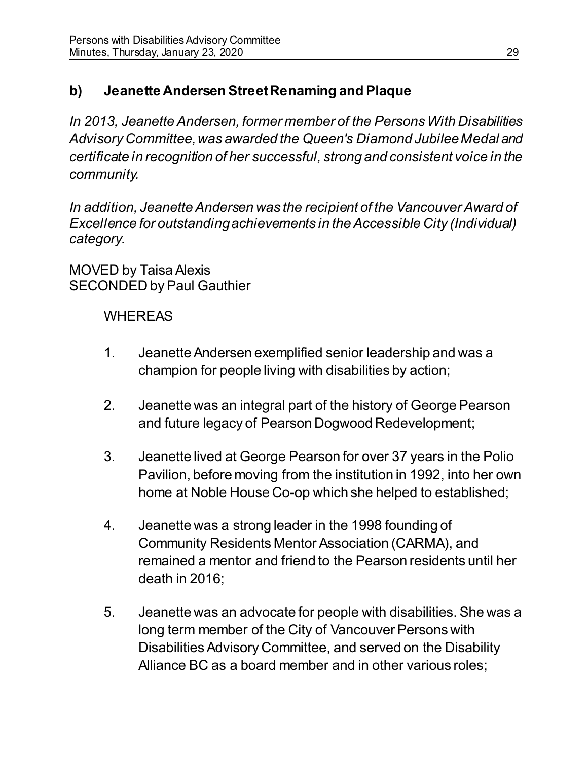### b) Jeanette Andersen Street Renaming and Plaque

*In 2013, Jeanette Andersen, former member of the Persons With Disabilities Advisory Committee, was awarded the Queen's Diamond Jubilee Medal and certificate in recognition of her successful, strong and consistent voice in the community.*

*In addition, Jeanette Andersen was the recipient of the Vancouver Award of Excellence for outstanding achievements in the Accessible City (Individual) category.*

MOVED by Taisa Alexis
SECONDED by Paul Gauthier

WHEREAS

1. Jeanette Andersen exemplified senior leadership and was a champion for people living with disabilities by action;

2. Jeanette was an integral part of the history of George Pearson and future legacy of Pearson Dogwood Redevelopment;

3. Jeanette lived at George Pearson for over 37 years in the Polio Pavilion, before moving from the institution in 1992, into her own home at Noble House Co-op which she helped to established;

4. Jeanette was a strong leader in the 1998 founding of Community Residents Mentor Association (CARMA), and remained a mentor and friend to the Pearson residents until her death in 2016;

5. Jeanette was an advocate for people with disabilities. She was a long term member of the City of Vancouver Persons with Disabilities Advisory Committee, and served on the Disability Alliance BC as a board member and in other various roles;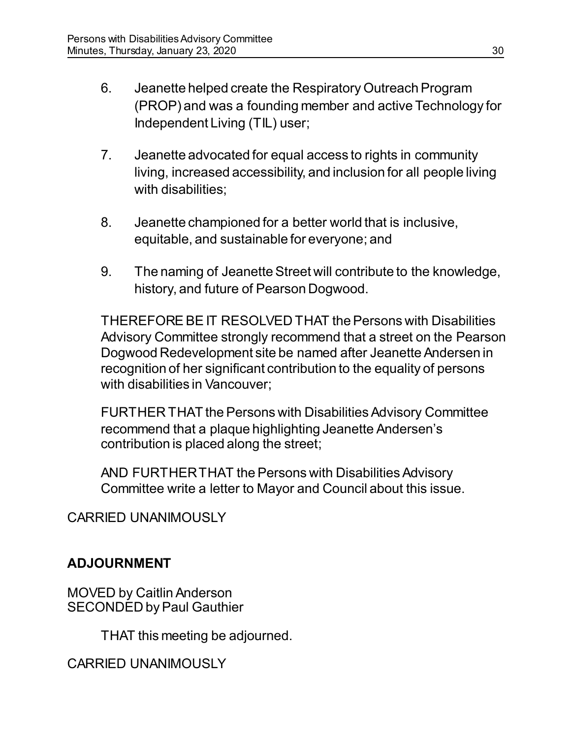6. Jeanette helped create the Respiratory Outreach Program (PROP) and was a founding member and active Technology for Independent Living (TIL) user;

7. Jeanette advocated for equal access to rights in community living, increased accessibility, and inclusion for all people living with disabilities;

8. Jeanette championed for a better world that is inclusive, equitable, and sustainable for everyone; and

9. The naming of Jeanette Street will contribute to the knowledge, history, and future of Pearson Dogwood.

THEREFORE BE IT RESOLVED THAT the Persons with Disabilities Advisory Committee strongly recommend that a street on the Pearson Dogwood Redevelopment site be named after Jeanette Andersen in recognition of her significant contribution to the equality of persons with disabilities in Vancouver;

FURTHER THAT the Persons with Disabilities Advisory Committee recommend that a plaque highlighting Jeanette Andersen's contribution is placed along the street;

AND FURTHER THAT the Persons with Disabilities Advisory Committee write a letter to Mayor and Council about this issue.

CARRIED UNANIMOUSLY

## ADJOURNMENT

MOVED by Caitlin Anderson
SECONDED by Paul Gauthier

THAT this meeting be adjourned.

CARRIED UNANIMOUSLY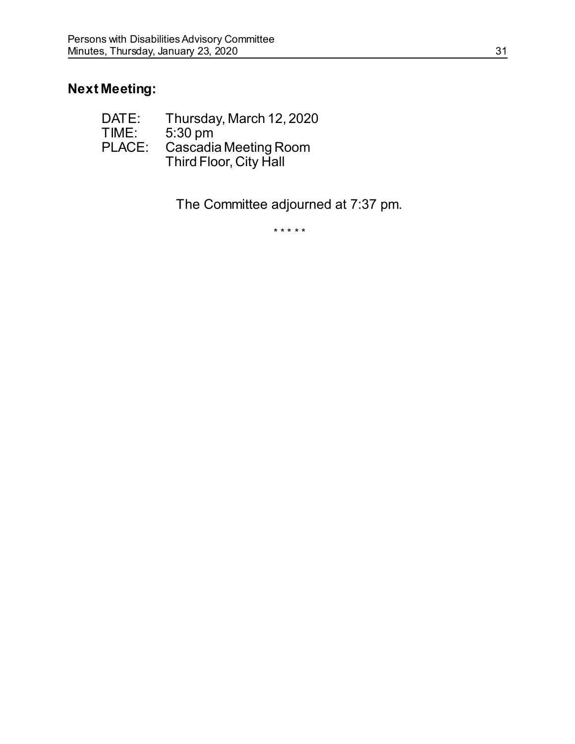## Next Meeting:

DATE: Thursday, March 12, 2020
TIME: 5:30 pm
PLACE: Cascadia Meeting Room
Third Floor, City Hall

The Committee adjourned at 7:37 pm.

\* \* \* \* \*